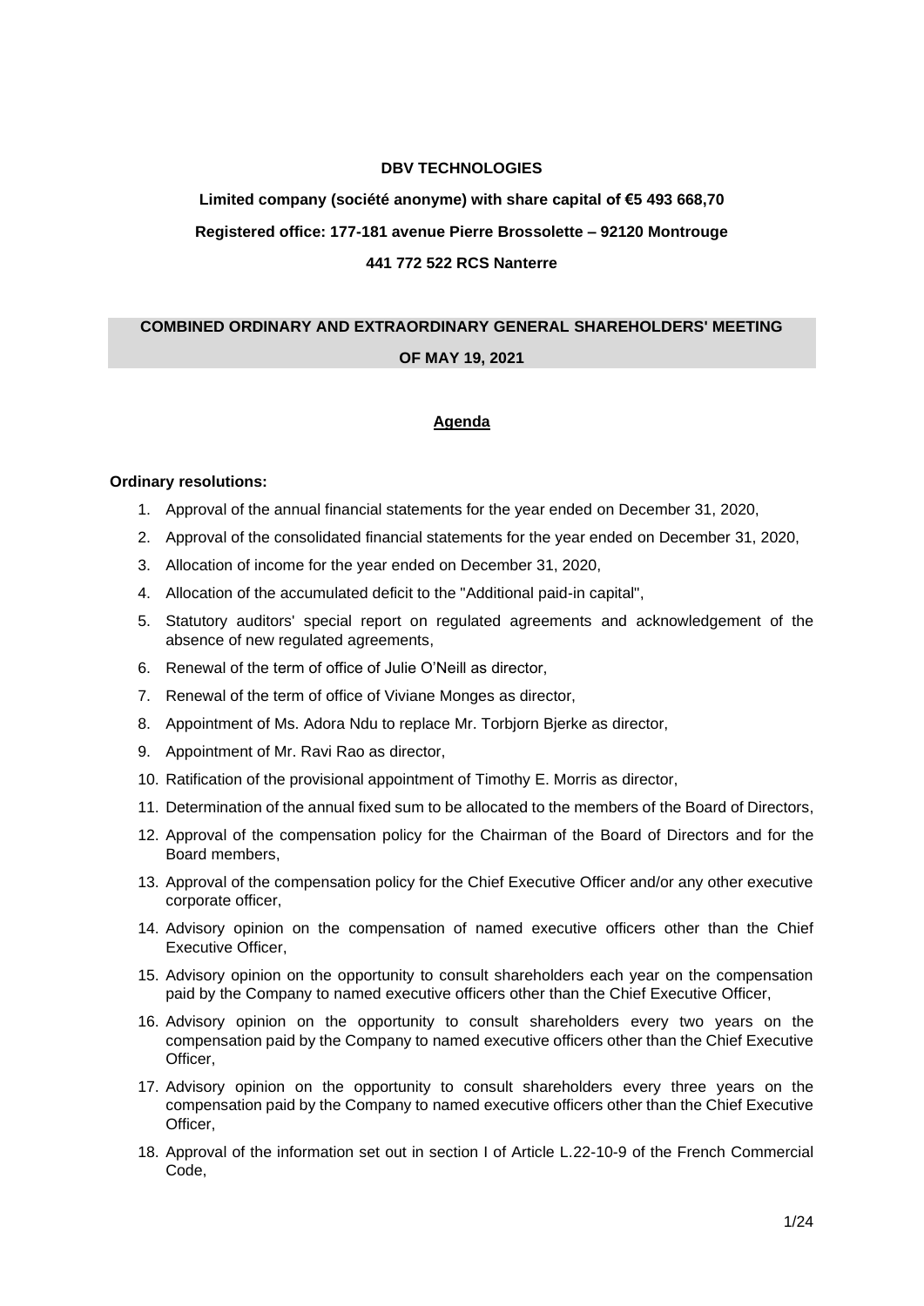**DBV TECHNOLOGIES**

**Limited company (société anonyme) with share capital of €5 493 668,70**

**Registered office: 177-181 avenue Pierre Brossolette – 92120 Montrouge**

**441 772 522 RCS Nanterre**

## COMBINED ORDINARY AND EXTRAORDINARY GENERAL SHAREHOLDERS' MEETING OF MAY 19, 2021

### Agenda

**Ordinary resolutions:**

1. Approval of the annual financial statements for the year ended on December 31, 2020,
2. Approval of the consolidated financial statements for the year ended on December 31, 2020,
3. Allocation of income for the year ended on December 31, 2020,
4. Allocation of the accumulated deficit to the "Additional paid-in capital",
5. Statutory auditors' special report on regulated agreements and acknowledgement of the absence of new regulated agreements,
6. Renewal of the term of office of Julie O'Neill as director,
7. Renewal of the term of office of Viviane Monges as director,
8. Appointment of Ms. Adora Ndu to replace Mr. Torbjorn Bjerke as director,
9. Appointment of Mr. Ravi Rao as director,
10. Ratification of the provisional appointment of Timothy E. Morris as director,
11. Determination of the annual fixed sum to be allocated to the members of the Board of Directors,
12. Approval of the compensation policy for the Chairman of the Board of Directors and for the Board members,
13. Approval of the compensation policy for the Chief Executive Officer and/or any other executive corporate officer,
14. Advisory opinion on the compensation of named executive officers other than the Chief Executive Officer,
15. Advisory opinion on the opportunity to consult shareholders each year on the compensation paid by the Company to named executive officers other than the Chief Executive Officer,
16. Advisory opinion on the opportunity to consult shareholders every two years on the compensation paid by the Company to named executive officers other than the Chief Executive Officer,
17. Advisory opinion on the opportunity to consult shareholders every three years on the compensation paid by the Company to named executive officers other than the Chief Executive Officer,
18. Approval of the information set out in section I of Article L.22-10-9 of the French Commercial Code,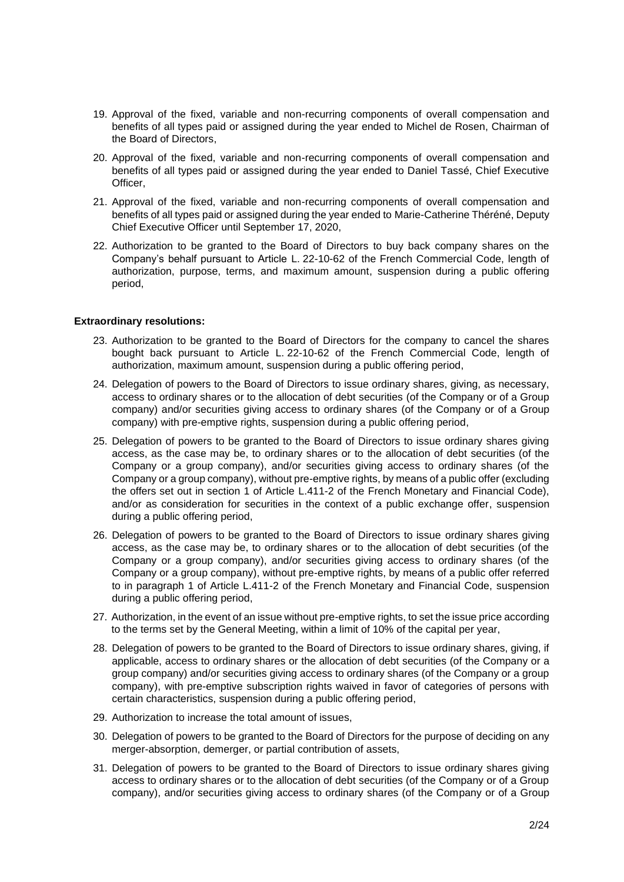19. Approval of the fixed, variable and non-recurring components of overall compensation and benefits of all types paid or assigned during the year ended to Michel de Rosen, Chairman of the Board of Directors,
20. Approval of the fixed, variable and non-recurring components of overall compensation and benefits of all types paid or assigned during the year ended to Daniel Tassé, Chief Executive Officer,
21. Approval of the fixed, variable and non-recurring components of overall compensation and benefits of all types paid or assigned during the year ended to Marie-Catherine Théréné, Deputy Chief Executive Officer until September 17, 2020,
22. Authorization to be granted to the Board of Directors to buy back company shares on the Company's behalf pursuant to Article L. 22-10-62 of the French Commercial Code, length of authorization, purpose, terms, and maximum amount, suspension during a public offering period,

**Extraordinary resolutions:**

23. Authorization to be granted to the Board of Directors for the company to cancel the shares bought back pursuant to Article L. 22-10-62 of the French Commercial Code, length of authorization, maximum amount, suspension during a public offering period,
24. Delegation of powers to the Board of Directors to issue ordinary shares, giving, as necessary, access to ordinary shares or to the allocation of debt securities (of the Company or of a Group company) and/or securities giving access to ordinary shares (of the Company or of a Group company) with pre-emptive rights, suspension during a public offering period,
25. Delegation of powers to be granted to the Board of Directors to issue ordinary shares giving access, as the case may be, to ordinary shares or to the allocation of debt securities (of the Company or a group company), and/or securities giving access to ordinary shares (of the Company or a group company), without pre-emptive rights, by means of a public offer (excluding the offers set out in section 1 of Article L.411-2 of the French Monetary and Financial Code), and/or as consideration for securities in the context of a public exchange offer, suspension during a public offering period,
26. Delegation of powers to be granted to the Board of Directors to issue ordinary shares giving access, as the case may be, to ordinary shares or to the allocation of debt securities (of the Company or a group company), and/or securities giving access to ordinary shares (of the Company or a group company), without pre-emptive rights, by means of a public offer referred to in paragraph 1 of Article L.411-2 of the French Monetary and Financial Code, suspension during a public offering period,
27. Authorization, in the event of an issue without pre-emptive rights, to set the issue price according to the terms set by the General Meeting, within a limit of 10% of the capital per year,
28. Delegation of powers to be granted to the Board of Directors to issue ordinary shares, giving, if applicable, access to ordinary shares or the allocation of debt securities (of the Company or a group company) and/or securities giving access to ordinary shares (of the Company or a group company), with pre-emptive subscription rights waived in favor of categories of persons with certain characteristics, suspension during a public offering period,
29. Authorization to increase the total amount of issues,
30. Delegation of powers to be granted to the Board of Directors for the purpose of deciding on any merger-absorption, demerger, or partial contribution of assets,
31. Delegation of powers to be granted to the Board of Directors to issue ordinary shares giving access to ordinary shares or to the allocation of debt securities (of the Company or of a Group company), and/or securities giving access to ordinary shares (of the Company or of a Group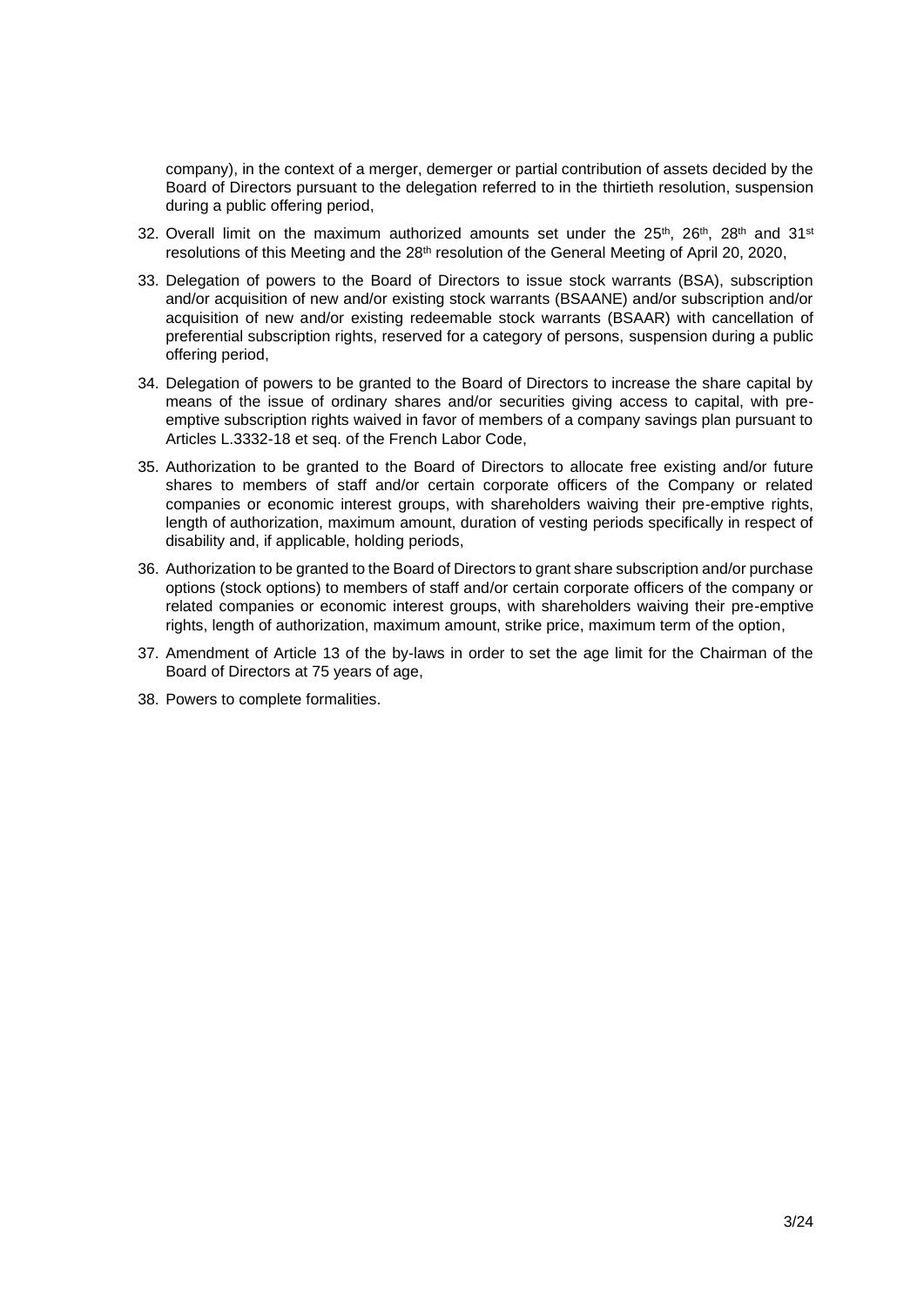company), in the context of a merger, demerger or partial contribution of assets decided by the Board of Directors pursuant to the delegation referred to in the thirtieth resolution, suspension during a public offering period,

32. Overall limit on the maximum authorized amounts set under the 25th, 26th, 28th and 31st resolutions of this Meeting and the 28th resolution of the General Meeting of April 20, 2020,
33. Delegation of powers to the Board of Directors to issue stock warrants (BSA), subscription and/or acquisition of new and/or existing stock warrants (BSAANE) and/or subscription and/or acquisition of new and/or existing redeemable stock warrants (BSAAR) with cancellation of preferential subscription rights, reserved for a category of persons, suspension during a public offering period,
34. Delegation of powers to be granted to the Board of Directors to increase the share capital by means of the issue of ordinary shares and/or securities giving access to capital, with pre-emptive subscription rights waived in favor of members of a company savings plan pursuant to Articles L.3332-18 et seq. of the French Labor Code,
35. Authorization to be granted to the Board of Directors to allocate free existing and/or future shares to members of staff and/or certain corporate officers of the Company or related companies or economic interest groups, with shareholders waiving their pre-emptive rights, length of authorization, maximum amount, duration of vesting periods specifically in respect of disability and, if applicable, holding periods,
36. Authorization to be granted to the Board of Directors to grant share subscription and/or purchase options (stock options) to members of staff and/or certain corporate officers of the company or related companies or economic interest groups, with shareholders waiving their pre-emptive rights, length of authorization, maximum amount, strike price, maximum term of the option,
37. Amendment of Article 13 of the by-laws in order to set the age limit for the Chairman of the Board of Directors at 75 years of age,
38. Powers to complete formalities.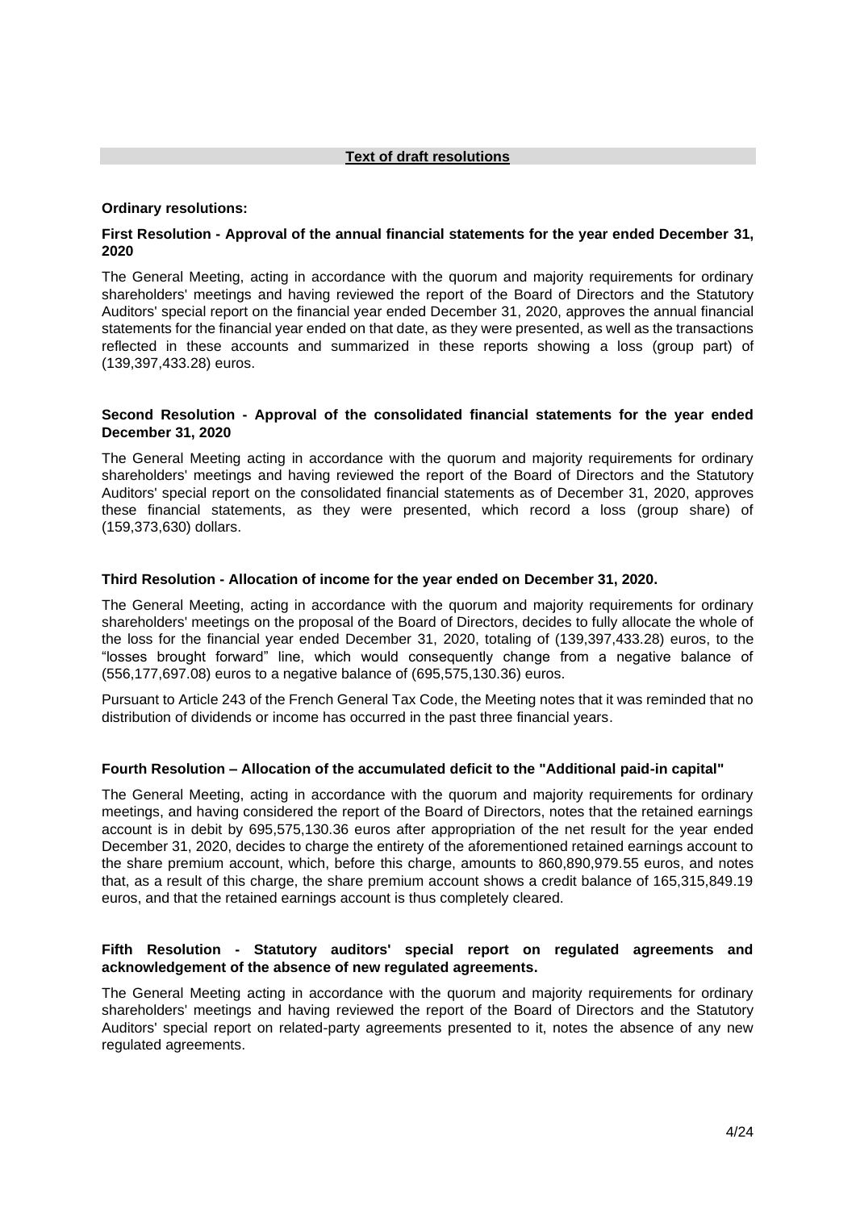## Text of draft resolutions

**Ordinary resolutions:**

**First Resolution - Approval of the annual financial statements for the year ended December 31, 2020**

The General Meeting, acting in accordance with the quorum and majority requirements for ordinary shareholders' meetings and having reviewed the report of the Board of Directors and the Statutory Auditors' special report on the financial year ended December 31, 2020, approves the annual financial statements for the financial year ended on that date, as they were presented, as well as the transactions reflected in these accounts and summarized in these reports showing a loss (group part) of (139,397,433.28) euros.

**Second Resolution - Approval of the consolidated financial statements for the year ended December 31, 2020**

The General Meeting acting in accordance with the quorum and majority requirements for ordinary shareholders' meetings and having reviewed the report of the Board of Directors and the Statutory Auditors' special report on the consolidated financial statements as of December 31, 2020, approves these financial statements, as they were presented, which record a loss (group share) of (159,373,630) dollars.

**Third Resolution - Allocation of income for the year ended on December 31, 2020.**

The General Meeting, acting in accordance with the quorum and majority requirements for ordinary shareholders' meetings on the proposal of the Board of Directors, decides to fully allocate the whole of the loss for the financial year ended December 31, 2020, totaling of (139,397,433.28) euros, to the "losses brought forward" line, which would consequently change from a negative balance of (556,177,697.08) euros to a negative balance of (695,575,130.36) euros.

Pursuant to Article 243 of the French General Tax Code, the Meeting notes that it was reminded that no distribution of dividends or income has occurred in the past three financial years.

**Fourth Resolution – Allocation of the accumulated deficit to the "Additional paid-in capital"**

The General Meeting, acting in accordance with the quorum and majority requirements for ordinary meetings, and having considered the report of the Board of Directors, notes that the retained earnings account is in debit by 695,575,130.36 euros after appropriation of the net result for the year ended December 31, 2020, decides to charge the entirety of the aforementioned retained earnings account to the share premium account, which, before this charge, amounts to 860,890,979.55 euros, and notes that, as a result of this charge, the share premium account shows a credit balance of 165,315,849.19 euros, and that the retained earnings account is thus completely cleared.

**Fifth Resolution - Statutory auditors' special report on regulated agreements and acknowledgement of the absence of new regulated agreements.**

The General Meeting acting in accordance with the quorum and majority requirements for ordinary shareholders' meetings and having reviewed the report of the Board of Directors and the Statutory Auditors' special report on related-party agreements presented to it, notes the absence of any new regulated agreements.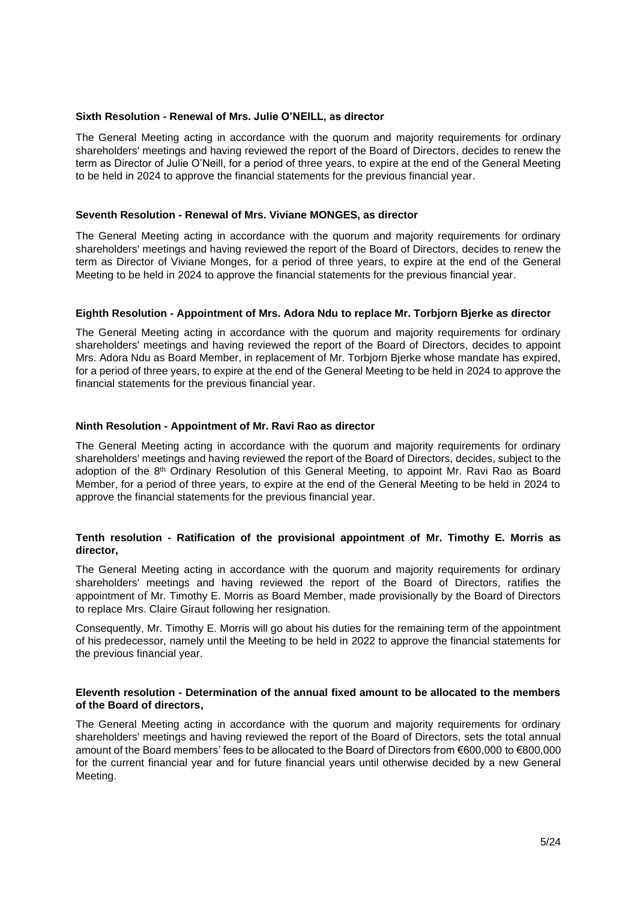**Sixth Resolution - Renewal of Mrs. Julie O'NEILL, as director**

The General Meeting acting in accordance with the quorum and majority requirements for ordinary shareholders' meetings and having reviewed the report of the Board of Directors, decides to renew the term as Director of Julie O'Neill, for a period of three years, to expire at the end of the General Meeting to be held in 2024 to approve the financial statements for the previous financial year.

**Seventh Resolution - Renewal of Mrs. Viviane MONGES, as director**

The General Meeting acting in accordance with the quorum and majority requirements for ordinary shareholders' meetings and having reviewed the report of the Board of Directors, decides to renew the term as Director of Viviane Monges, for a period of three years, to expire at the end of the General Meeting to be held in 2024 to approve the financial statements for the previous financial year.

**Eighth Resolution - Appointment of Mrs. Adora Ndu to replace Mr. Torbjorn Bjerke as director**

The General Meeting acting in accordance with the quorum and majority requirements for ordinary shareholders' meetings and having reviewed the report of the Board of Directors, decides to appoint Mrs. Adora Ndu as Board Member, in replacement of Mr. Torbjorn Bjerke whose mandate has expired, for a period of three years, to expire at the end of the General Meeting to be held in 2024 to approve the financial statements for the previous financial year.

**Ninth Resolution - Appointment of Mr. Ravi Rao as director**

The General Meeting acting in accordance with the quorum and majority requirements for ordinary shareholders' meetings and having reviewed the report of the Board of Directors, decides, subject to the adoption of the 8th Ordinary Resolution of this General Meeting, to appoint Mr. Ravi Rao as Board Member, for a period of three years, to expire at the end of the General Meeting to be held in 2024 to approve the financial statements for the previous financial year.

**Tenth resolution - Ratification of the provisional appointment of Mr. Timothy E. Morris as director,**

The General Meeting acting in accordance with the quorum and majority requirements for ordinary shareholders' meetings and having reviewed the report of the Board of Directors, ratifies the appointment of Mr. Timothy E. Morris as Board Member, made provisionally by the Board of Directors to replace Mrs. Claire Giraut following her resignation.

Consequently, Mr. Timothy E. Morris will go about his duties for the remaining term of the appointment of his predecessor, namely until the Meeting to be held in 2022 to approve the financial statements for the previous financial year.

**Eleventh resolution - Determination of the annual fixed amount to be allocated to the members of the Board of directors,**

The General Meeting acting in accordance with the quorum and majority requirements for ordinary shareholders' meetings and having reviewed the report of the Board of Directors, sets the total annual amount of the Board members' fees to be allocated to the Board of Directors from €600,000 to €800,000 for the current financial year and for future financial years until otherwise decided by a new General Meeting.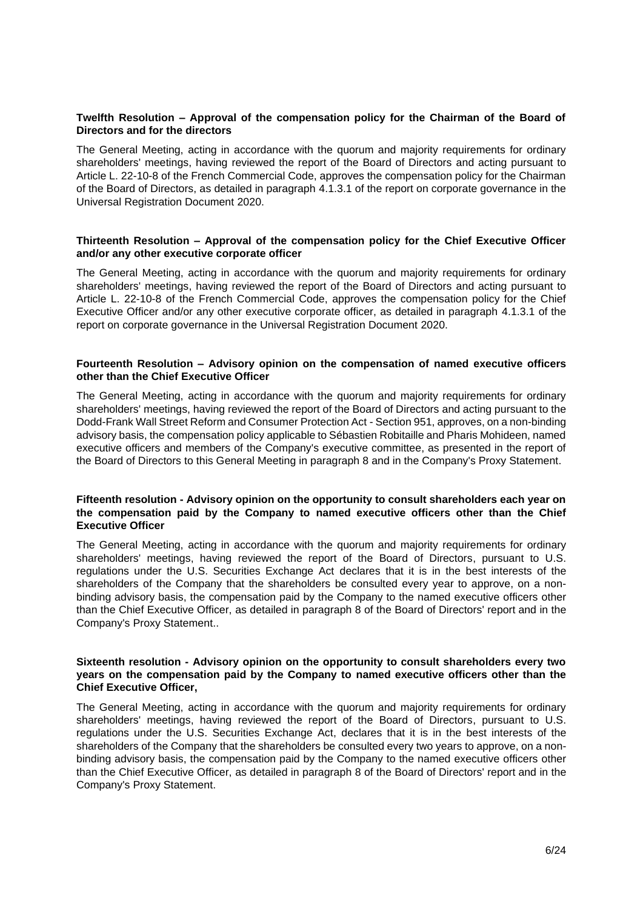**Twelfth Resolution – Approval of the compensation policy for the Chairman of the Board of Directors and for the directors**

The General Meeting, acting in accordance with the quorum and majority requirements for ordinary shareholders' meetings, having reviewed the report of the Board of Directors and acting pursuant to Article L. 22-10-8 of the French Commercial Code, approves the compensation policy for the Chairman of the Board of Directors, as detailed in paragraph 4.1.3.1 of the report on corporate governance in the Universal Registration Document 2020.

**Thirteenth Resolution – Approval of the compensation policy for the Chief Executive Officer and/or any other executive corporate officer**

The General Meeting, acting in accordance with the quorum and majority requirements for ordinary shareholders' meetings, having reviewed the report of the Board of Directors and acting pursuant to Article L. 22-10-8 of the French Commercial Code, approves the compensation policy for the Chief Executive Officer and/or any other executive corporate officer, as detailed in paragraph 4.1.3.1 of the report on corporate governance in the Universal Registration Document 2020.

**Fourteenth Resolution – Advisory opinion on the compensation of named executive officers other than the Chief Executive Officer**

The General Meeting, acting in accordance with the quorum and majority requirements for ordinary shareholders' meetings, having reviewed the report of the Board of Directors and acting pursuant to the Dodd-Frank Wall Street Reform and Consumer Protection Act - Section 951, approves, on a non-binding advisory basis, the compensation policy applicable to Sébastien Robitaille and Pharis Mohideen, named executive officers and members of the Company's executive committee, as presented in the report of the Board of Directors to this General Meeting in paragraph 8 and in the Company's Proxy Statement.

**Fifteenth resolution - Advisory opinion on the opportunity to consult shareholders each year on the compensation paid by the Company to named executive officers other than the Chief Executive Officer**

The General Meeting, acting in accordance with the quorum and majority requirements for ordinary shareholders' meetings, having reviewed the report of the Board of Directors, pursuant to U.S. regulations under the U.S. Securities Exchange Act declares that it is in the best interests of the shareholders of the Company that the shareholders be consulted every year to approve, on a non-binding advisory basis, the compensation paid by the Company to the named executive officers other than the Chief Executive Officer, as detailed in paragraph 8 of the Board of Directors' report and in the Company's Proxy Statement..

**Sixteenth resolution - Advisory opinion on the opportunity to consult shareholders every two years on the compensation paid by the Company to named executive officers other than the Chief Executive Officer,**

The General Meeting, acting in accordance with the quorum and majority requirements for ordinary shareholders' meetings, having reviewed the report of the Board of Directors, pursuant to U.S. regulations under the U.S. Securities Exchange Act, declares that it is in the best interests of the shareholders of the Company that the shareholders be consulted every two years to approve, on a non-binding advisory basis, the compensation paid by the Company to the named executive officers other than the Chief Executive Officer, as detailed in paragraph 8 of the Board of Directors' report and in the Company's Proxy Statement.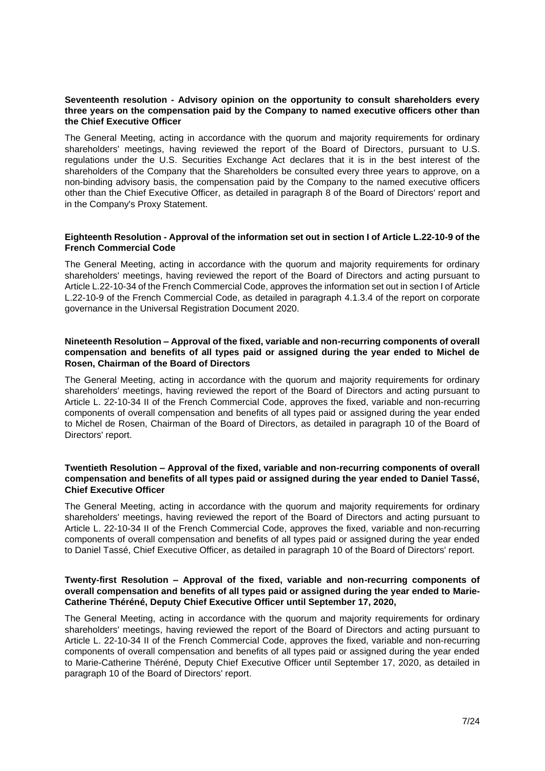**Seventeenth resolution - Advisory opinion on the opportunity to consult shareholders every three years on the compensation paid by the Company to named executive officers other than the Chief Executive Officer**

The General Meeting, acting in accordance with the quorum and majority requirements for ordinary shareholders' meetings, having reviewed the report of the Board of Directors, pursuant to U.S. regulations under the U.S. Securities Exchange Act declares that it is in the best interest of the shareholders of the Company that the Shareholders be consulted every three years to approve, on a non-binding advisory basis, the compensation paid by the Company to the named executive officers other than the Chief Executive Officer, as detailed in paragraph 8 of the Board of Directors' report and in the Company's Proxy Statement.

**Eighteenth Resolution - Approval of the information set out in section I of Article L.22-10-9 of the French Commercial Code**

The General Meeting, acting in accordance with the quorum and majority requirements for ordinary shareholders' meetings, having reviewed the report of the Board of Directors and acting pursuant to Article L.22-10-34 of the French Commercial Code, approves the information set out in section I of Article L.22-10-9 of the French Commercial Code, as detailed in paragraph 4.1.3.4 of the report on corporate governance in the Universal Registration Document 2020.

**Nineteenth Resolution – Approval of the fixed, variable and non-recurring components of overall compensation and benefits of all types paid or assigned during the year ended to Michel de Rosen, Chairman of the Board of Directors**

The General Meeting, acting in accordance with the quorum and majority requirements for ordinary shareholders' meetings, having reviewed the report of the Board of Directors and acting pursuant to Article L. 22-10-34 II of the French Commercial Code, approves the fixed, variable and non-recurring components of overall compensation and benefits of all types paid or assigned during the year ended to Michel de Rosen, Chairman of the Board of Directors, as detailed in paragraph 10 of the Board of Directors' report.

**Twentieth Resolution – Approval of the fixed, variable and non-recurring components of overall compensation and benefits of all types paid or assigned during the year ended to Daniel Tassé, Chief Executive Officer**

The General Meeting, acting in accordance with the quorum and majority requirements for ordinary shareholders' meetings, having reviewed the report of the Board of Directors and acting pursuant to Article L. 22-10-34 II of the French Commercial Code, approves the fixed, variable and non-recurring components of overall compensation and benefits of all types paid or assigned during the year ended to Daniel Tassé, Chief Executive Officer, as detailed in paragraph 10 of the Board of Directors' report.

**Twenty-first Resolution – Approval of the fixed, variable and non-recurring components of overall compensation and benefits of all types paid or assigned during the year ended to Marie-Catherine Théréné, Deputy Chief Executive Officer until September 17, 2020,**

The General Meeting, acting in accordance with the quorum and majority requirements for ordinary shareholders' meetings, having reviewed the report of the Board of Directors and acting pursuant to Article L. 22-10-34 II of the French Commercial Code, approves the fixed, variable and non-recurring components of overall compensation and benefits of all types paid or assigned during the year ended to Marie-Catherine Théréné, Deputy Chief Executive Officer until September 17, 2020, as detailed in paragraph 10 of the Board of Directors' report.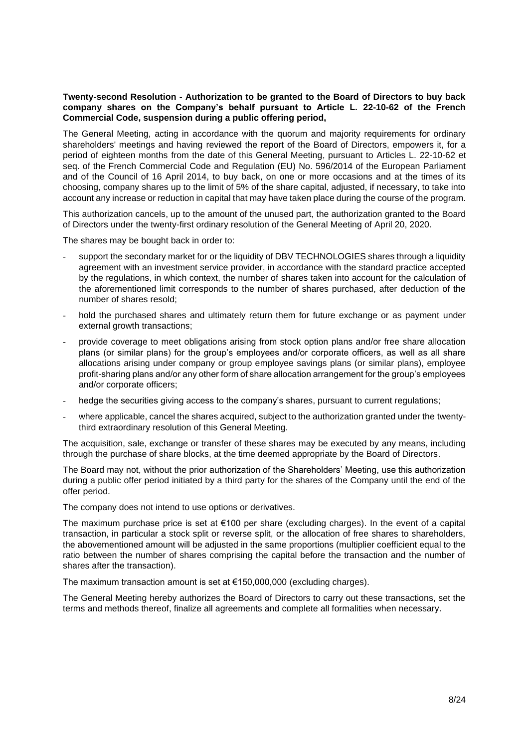**Twenty-second Resolution - Authorization to be granted to the Board of Directors to buy back company shares on the Company's behalf pursuant to Article L. 22-10-62 of the French Commercial Code, suspension during a public offering period,**

The General Meeting, acting in accordance with the quorum and majority requirements for ordinary shareholders' meetings and having reviewed the report of the Board of Directors, empowers it, for a period of eighteen months from the date of this General Meeting, pursuant to Articles L. 22-10-62 et seq. of the French Commercial Code and Regulation (EU) No. 596/2014 of the European Parliament and of the Council of 16 April 2014, to buy back, on one or more occasions and at the times of its choosing, company shares up to the limit of 5% of the share capital, adjusted, if necessary, to take into account any increase or reduction in capital that may have taken place during the course of the program.

This authorization cancels, up to the amount of the unused part, the authorization granted to the Board of Directors under the twenty-first ordinary resolution of the General Meeting of April 20, 2020.

The shares may be bought back in order to:

- support the secondary market for or the liquidity of DBV TECHNOLOGIES shares through a liquidity agreement with an investment service provider, in accordance with the standard practice accepted by the regulations, in which context, the number of shares taken into account for the calculation of the aforementioned limit corresponds to the number of shares purchased, after deduction of the number of shares resold;
- hold the purchased shares and ultimately return them for future exchange or as payment under external growth transactions;
- provide coverage to meet obligations arising from stock option plans and/or free share allocation plans (or similar plans) for the group's employees and/or corporate officers, as well as all share allocations arising under company or group employee savings plans (or similar plans), employee profit-sharing plans and/or any other form of share allocation arrangement for the group's employees and/or corporate officers;
- hedge the securities giving access to the company's shares, pursuant to current regulations;
- where applicable, cancel the shares acquired, subject to the authorization granted under the twenty-third extraordinary resolution of this General Meeting.

The acquisition, sale, exchange or transfer of these shares may be executed by any means, including through the purchase of share blocks, at the time deemed appropriate by the Board of Directors.

The Board may not, without the prior authorization of the Shareholders' Meeting, use this authorization during a public offer period initiated by a third party for the shares of the Company until the end of the offer period.

The company does not intend to use options or derivatives.

The maximum purchase price is set at €100 per share (excluding charges). In the event of a capital transaction, in particular a stock split or reverse split, or the allocation of free shares to shareholders, the abovementioned amount will be adjusted in the same proportions (multiplier coefficient equal to the ratio between the number of shares comprising the capital before the transaction and the number of shares after the transaction).

The maximum transaction amount is set at €150,000,000 (excluding charges).

The General Meeting hereby authorizes the Board of Directors to carry out these transactions, set the terms and methods thereof, finalize all agreements and complete all formalities when necessary.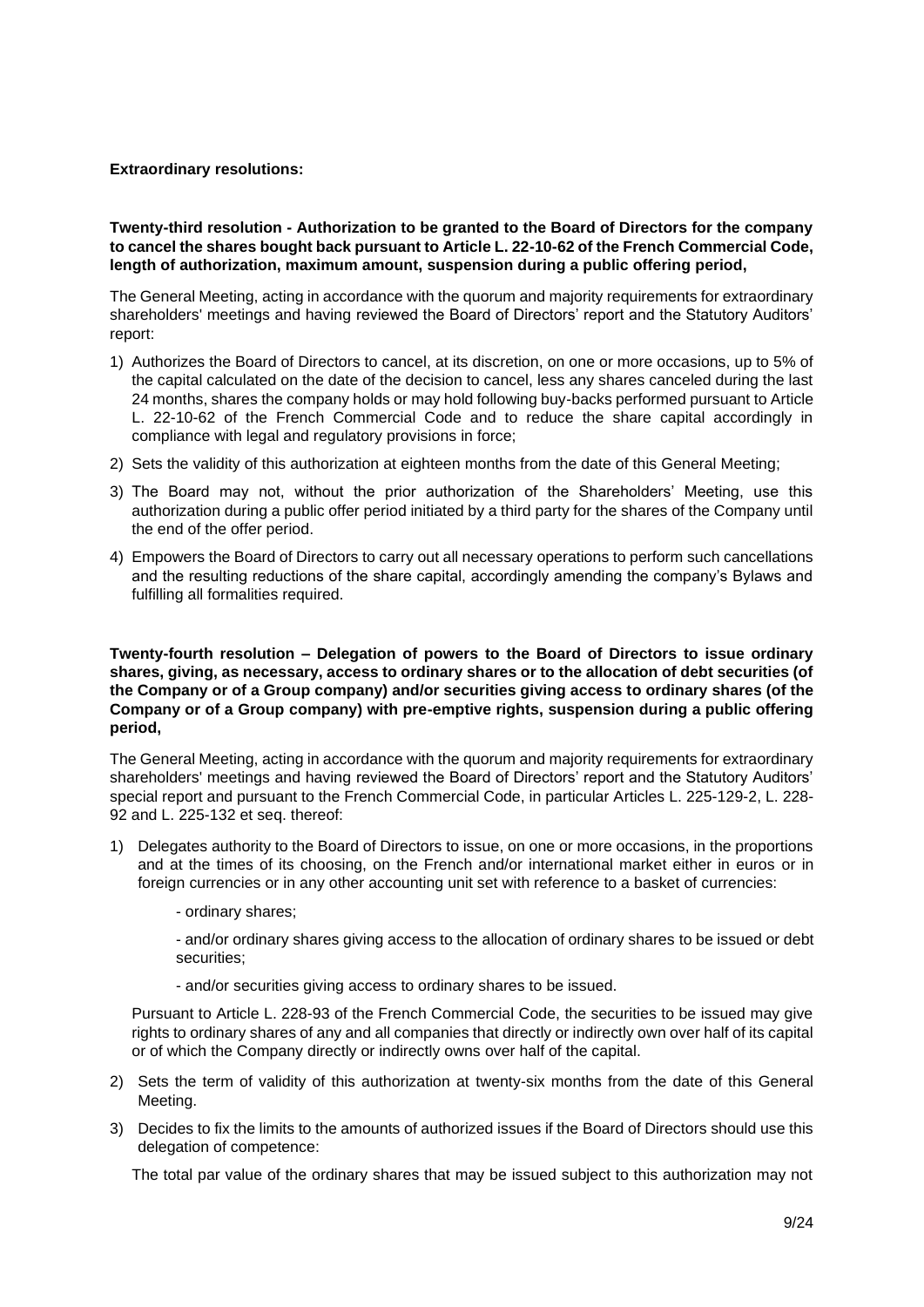**Extraordinary resolutions:**

**Twenty-third resolution - Authorization to be granted to the Board of Directors for the company to cancel the shares bought back pursuant to Article L. 22-10-62 of the French Commercial Code, length of authorization, maximum amount, suspension during a public offering period,**

The General Meeting, acting in accordance with the quorum and majority requirements for extraordinary shareholders' meetings and having reviewed the Board of Directors' report and the Statutory Auditors' report:

1) Authorizes the Board of Directors to cancel, at its discretion, on one or more occasions, up to 5% of the capital calculated on the date of the decision to cancel, less any shares canceled during the last 24 months, shares the company holds or may hold following buy-backs performed pursuant to Article L. 22-10-62 of the French Commercial Code and to reduce the share capital accordingly in compliance with legal and regulatory provisions in force;
2) Sets the validity of this authorization at eighteen months from the date of this General Meeting;
3) The Board may not, without the prior authorization of the Shareholders' Meeting, use this authorization during a public offer period initiated by a third party for the shares of the Company until the end of the offer period.
4) Empowers the Board of Directors to carry out all necessary operations to perform such cancellations and the resulting reductions of the share capital, accordingly amending the company's Bylaws and fulfilling all formalities required.

**Twenty-fourth resolution – Delegation of powers to the Board of Directors to issue ordinary shares, giving, as necessary, access to ordinary shares or to the allocation of debt securities (of the Company or of a Group company) and/or securities giving access to ordinary shares (of the Company or of a Group company) with pre-emptive rights, suspension during a public offering period,**

The General Meeting, acting in accordance with the quorum and majority requirements for extraordinary shareholders' meetings and having reviewed the Board of Directors' report and the Statutory Auditors' special report and pursuant to the French Commercial Code, in particular Articles L. 225-129-2, L. 228-92 and L. 225-132 et seq. thereof:

1) Delegates authority to the Board of Directors to issue, on one or more occasions, in the proportions and at the times of its choosing, on the French and/or international market either in euros or in foreign currencies or in any other accounting unit set with reference to a basket of currencies:

   - ordinary shares;

   - and/or ordinary shares giving access to the allocation of ordinary shares to be issued or debt securities;

   - and/or securities giving access to ordinary shares to be issued.

   Pursuant to Article L. 228-93 of the French Commercial Code, the securities to be issued may give rights to ordinary shares of any and all companies that directly or indirectly own over half of its capital or of which the Company directly or indirectly owns over half of the capital.

2) Sets the term of validity of this authorization at twenty-six months from the date of this General Meeting.
3) Decides to fix the limits to the amounts of authorized issues if the Board of Directors should use this delegation of competence:

   The total par value of the ordinary shares that may be issued subject to this authorization may not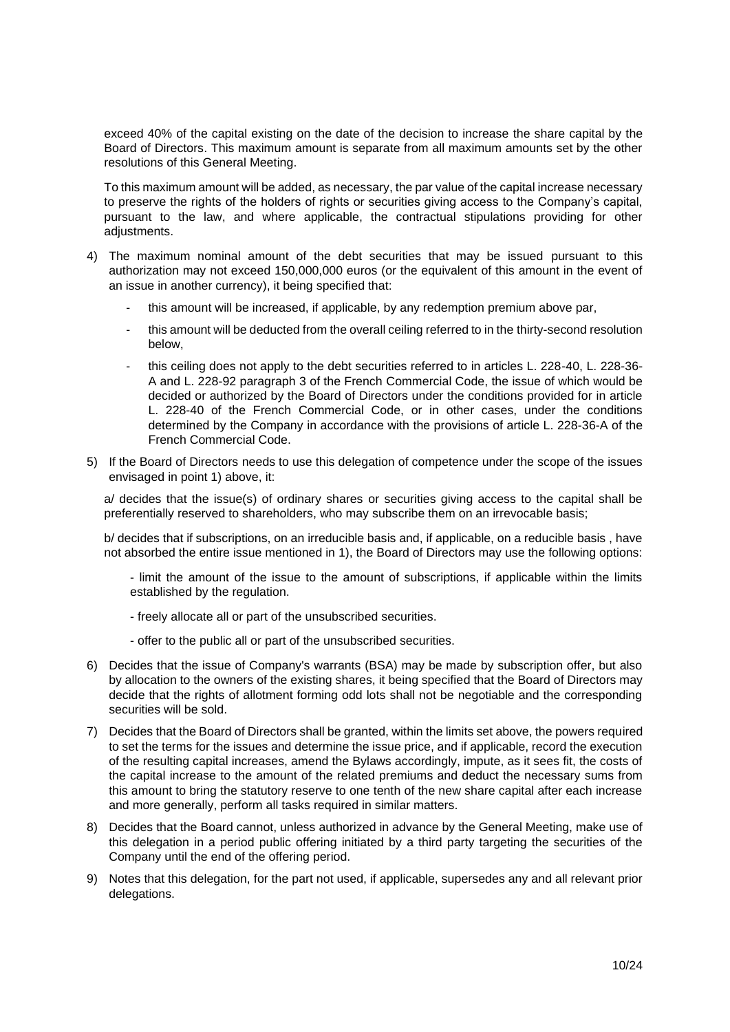exceed 40% of the capital existing on the date of the decision to increase the share capital by the Board of Directors. This maximum amount is separate from all maximum amounts set by the other resolutions of this General Meeting.

To this maximum amount will be added, as necessary, the par value of the capital increase necessary to preserve the rights of the holders of rights or securities giving access to the Company's capital, pursuant to the law, and where applicable, the contractual stipulations providing for other adjustments.

4) The maximum nominal amount of the debt securities that may be issued pursuant to this authorization may not exceed 150,000,000 euros (or the equivalent of this amount in the event of an issue in another currency), it being specified that:

   - this amount will be increased, if applicable, by any redemption premium above par,
   - this amount will be deducted from the overall ceiling referred to in the thirty-second resolution below,
   - this ceiling does not apply to the debt securities referred to in articles L. 228-40, L. 228-36-A and L. 228-92 paragraph 3 of the French Commercial Code, the issue of which would be decided or authorized by the Board of Directors under the conditions provided for in article L. 228-40 of the French Commercial Code, or in other cases, under the conditions determined by the Company in accordance with the provisions of article L. 228-36-A of the French Commercial Code.

5) If the Board of Directors needs to use this delegation of competence under the scope of the issues envisaged in point 1) above, it:

   a/ decides that the issue(s) of ordinary shares or securities giving access to the capital shall be preferentially reserved to shareholders, who may subscribe them on an irrevocable basis;

   b/ decides that if subscriptions, on an irreducible basis and, if applicable, on a reducible basis , have not absorbed the entire issue mentioned in 1), the Board of Directors may use the following options:

   - limit the amount of the issue to the amount of subscriptions, if applicable within the limits established by the regulation.
   - freely allocate all or part of the unsubscribed securities.
   - offer to the public all or part of the unsubscribed securities.

6) Decides that the issue of Company's warrants (BSA) may be made by subscription offer, but also by allocation to the owners of the existing shares, it being specified that the Board of Directors may decide that the rights of allotment forming odd lots shall not be negotiable and the corresponding securities will be sold.

7) Decides that the Board of Directors shall be granted, within the limits set above, the powers required to set the terms for the issues and determine the issue price, and if applicable, record the execution of the resulting capital increases, amend the Bylaws accordingly, impute, as it sees fit, the costs of the capital increase to the amount of the related premiums and deduct the necessary sums from this amount to bring the statutory reserve to one tenth of the new share capital after each increase and more generally, perform all tasks required in similar matters.

8) Decides that the Board cannot, unless authorized in advance by the General Meeting, make use of this delegation in a period public offering initiated by a third party targeting the securities of the Company until the end of the offering period.

9) Notes that this delegation, for the part not used, if applicable, supersedes any and all relevant prior delegations.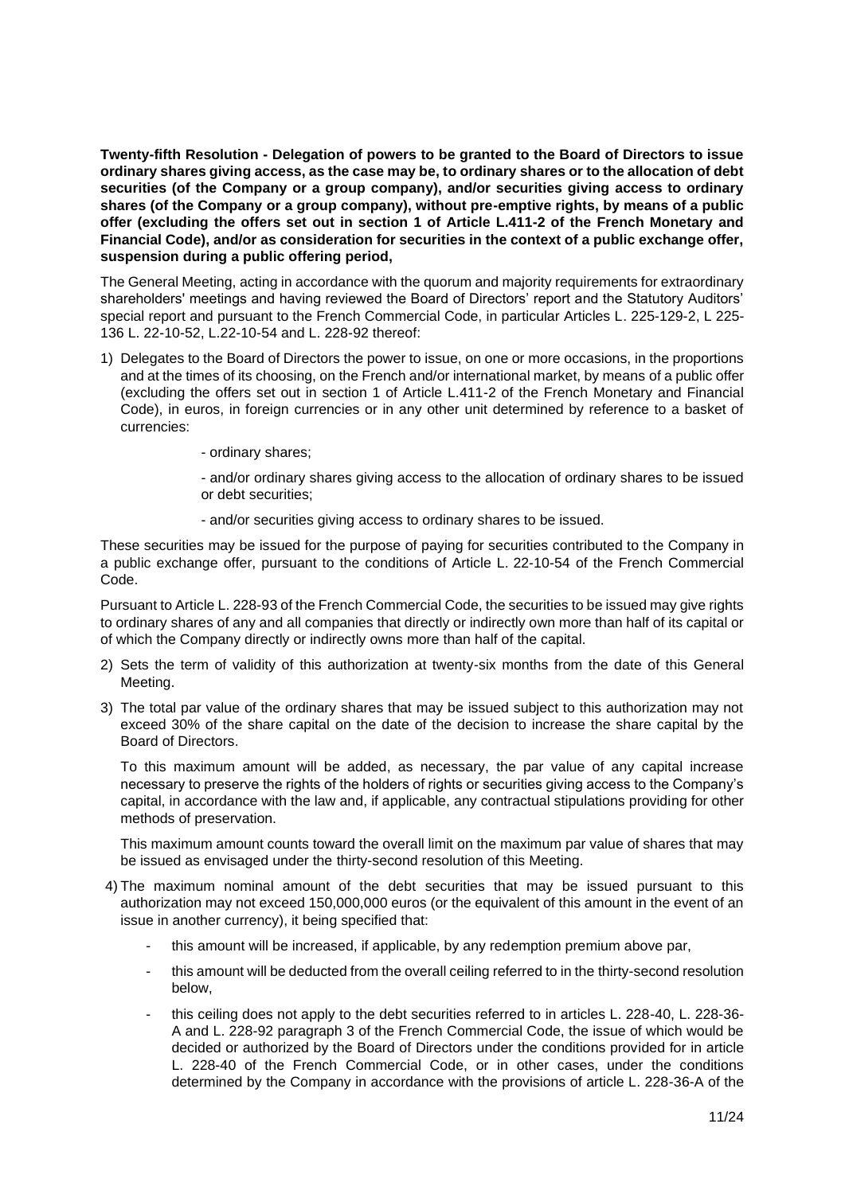**Twenty-fifth Resolution - Delegation of powers to be granted to the Board of Directors to issue ordinary shares giving access, as the case may be, to ordinary shares or to the allocation of debt securities (of the Company or a group company), and/or securities giving access to ordinary shares (of the Company or a group company), without pre-emptive rights, by means of a public offer (excluding the offers set out in section 1 of Article L.411-2 of the French Monetary and Financial Code), and/or as consideration for securities in the context of a public exchange offer, suspension during a public offering period,**

The General Meeting, acting in accordance with the quorum and majority requirements for extraordinary shareholders' meetings and having reviewed the Board of Directors' report and the Statutory Auditors' special report and pursuant to the French Commercial Code, in particular Articles L. 225-129-2, L 225-136 L. 22-10-52, L.22-10-54 and L. 228-92 thereof:

1) Delegates to the Board of Directors the power to issue, on one or more occasions, in the proportions and at the times of its choosing, on the French and/or international market, by means of a public offer (excluding the offers set out in section 1 of Article L.411-2 of the French Monetary and Financial Code), in euros, in foreign currencies or in any other unit determined by reference to a basket of currencies:

   - ordinary shares;

   - and/or ordinary shares giving access to the allocation of ordinary shares to be issued or debt securities;

   - and/or securities giving access to ordinary shares to be issued.

These securities may be issued for the purpose of paying for securities contributed to the Company in a public exchange offer, pursuant to the conditions of Article L. 22-10-54 of the French Commercial Code.

Pursuant to Article L. 228-93 of the French Commercial Code, the securities to be issued may give rights to ordinary shares of any and all companies that directly or indirectly own more than half of its capital or of which the Company directly or indirectly owns more than half of the capital.

2) Sets the term of validity of this authorization at twenty-six months from the date of this General Meeting.

3) The total par value of the ordinary shares that may be issued subject to this authorization may not exceed 30% of the share capital on the date of the decision to increase the share capital by the Board of Directors.

   To this maximum amount will be added, as necessary, the par value of any capital increase necessary to preserve the rights of the holders of rights or securities giving access to the Company's capital, in accordance with the law and, if applicable, any contractual stipulations providing for other methods of preservation.

   This maximum amount counts toward the overall limit on the maximum par value of shares that may be issued as envisaged under the thirty-second resolution of this Meeting.

4) The maximum nominal amount of the debt securities that may be issued pursuant to this authorization may not exceed 150,000,000 euros (or the equivalent of this amount in the event of an issue in another currency), it being specified that:

   - this amount will be increased, if applicable, by any redemption premium above par,
   - this amount will be deducted from the overall ceiling referred to in the thirty-second resolution below,
   - this ceiling does not apply to the debt securities referred to in articles L. 228-40, L. 228-36-A and L. 228-92 paragraph 3 of the French Commercial Code, the issue of which would be decided or authorized by the Board of Directors under the conditions provided for in article L. 228-40 of the French Commercial Code, or in other cases, under the conditions determined by the Company in accordance with the provisions of article L. 228-36-A of the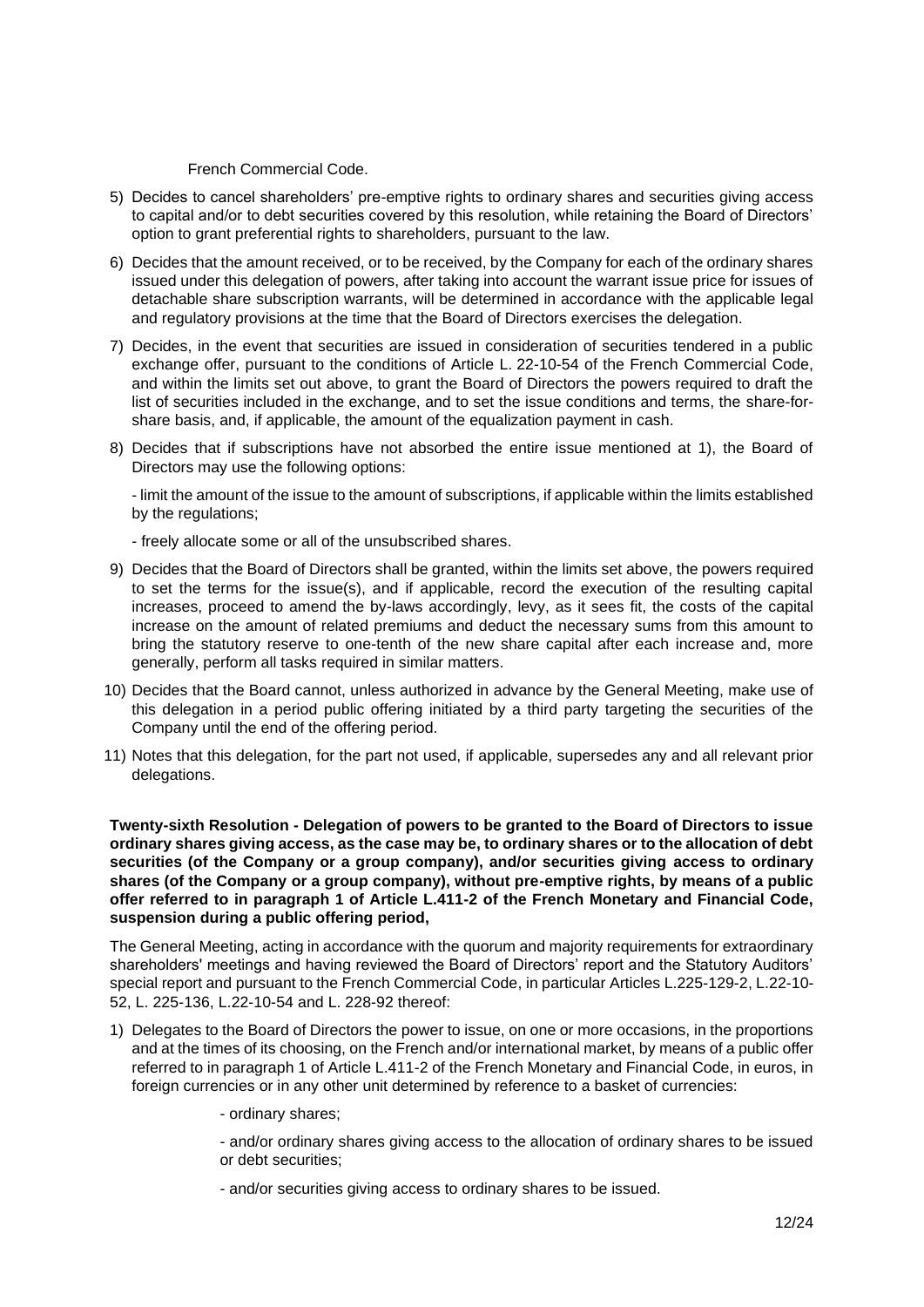French Commercial Code.

5) Decides to cancel shareholders' pre-emptive rights to ordinary shares and securities giving access to capital and/or to debt securities covered by this resolution, while retaining the Board of Directors' option to grant preferential rights to shareholders, pursuant to the law.

6) Decides that the amount received, or to be received, by the Company for each of the ordinary shares issued under this delegation of powers, after taking into account the warrant issue price for issues of detachable share subscription warrants, will be determined in accordance with the applicable legal and regulatory provisions at the time that the Board of Directors exercises the delegation.

7) Decides, in the event that securities are issued in consideration of securities tendered in a public exchange offer, pursuant to the conditions of Article L. 22-10-54 of the French Commercial Code, and within the limits set out above, to grant the Board of Directors the powers required to draft the list of securities included in the exchange, and to set the issue conditions and terms, the share-for-share basis, and, if applicable, the amount of the equalization payment in cash.

8) Decides that if subscriptions have not absorbed the entire issue mentioned at 1), the Board of Directors may use the following options:

   - limit the amount of the issue to the amount of subscriptions, if applicable within the limits established by the regulations;

   - freely allocate some or all of the unsubscribed shares.

9) Decides that the Board of Directors shall be granted, within the limits set above, the powers required to set the terms for the issue(s), and if applicable, record the execution of the resulting capital increases, proceed to amend the by-laws accordingly, levy, as it sees fit, the costs of the capital increase on the amount of related premiums and deduct the necessary sums from this amount to bring the statutory reserve to one-tenth of the new share capital after each increase and, more generally, perform all tasks required in similar matters.

10) Decides that the Board cannot, unless authorized in advance by the General Meeting, make use of this delegation in a period public offering initiated by a third party targeting the securities of the Company until the end of the offering period.

11) Notes that this delegation, for the part not used, if applicable, supersedes any and all relevant prior delegations.

**Twenty-sixth Resolution - Delegation of powers to be granted to the Board of Directors to issue ordinary shares giving access, as the case may be, to ordinary shares or to the allocation of debt securities (of the Company or a group company), and/or securities giving access to ordinary shares (of the Company or a group company), without pre-emptive rights, by means of a public offer referred to in paragraph 1 of Article L.411-2 of the French Monetary and Financial Code, suspension during a public offering period,**

The General Meeting, acting in accordance with the quorum and majority requirements for extraordinary shareholders' meetings and having reviewed the Board of Directors' report and the Statutory Auditors' special report and pursuant to the French Commercial Code, in particular Articles L.225-129-2, L.22-10-52, L. 225-136, L.22-10-54 and L. 228-92 thereof:

1) Delegates to the Board of Directors the power to issue, on one or more occasions, in the proportions and at the times of its choosing, on the French and/or international market, by means of a public offer referred to in paragraph 1 of Article L.411-2 of the French Monetary and Financial Code, in euros, in foreign currencies or in any other unit determined by reference to a basket of currencies:

   - ordinary shares;

   - and/or ordinary shares giving access to the allocation of ordinary shares to be issued or debt securities;

   - and/or securities giving access to ordinary shares to be issued.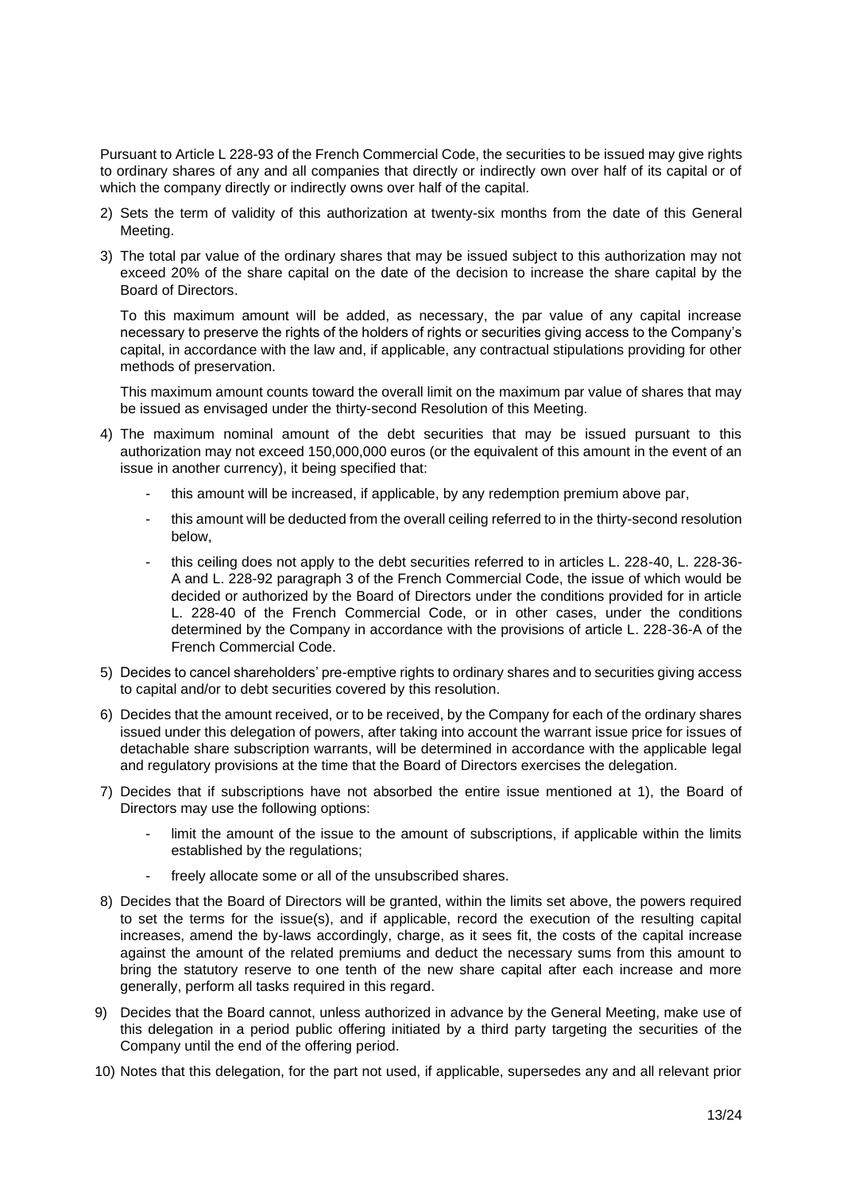Pursuant to Article L 228-93 of the French Commercial Code, the securities to be issued may give rights to ordinary shares of any and all companies that directly or indirectly own over half of its capital or of which the company directly or indirectly owns over half of the capital.

2) Sets the term of validity of this authorization at twenty-six months from the date of this General Meeting.

3) The total par value of the ordinary shares that may be issued subject to this authorization may not exceed 20% of the share capital on the date of the decision to increase the share capital by the Board of Directors.

   To this maximum amount will be added, as necessary, the par value of any capital increase necessary to preserve the rights of the holders of rights or securities giving access to the Company's capital, in accordance with the law and, if applicable, any contractual stipulations providing for other methods of preservation.

   This maximum amount counts toward the overall limit on the maximum par value of shares that may be issued as envisaged under the thirty-second Resolution of this Meeting.

4) The maximum nominal amount of the debt securities that may be issued pursuant to this authorization may not exceed 150,000,000 euros (or the equivalent of this amount in the event of an issue in another currency), it being specified that:

   - this amount will be increased, if applicable, by any redemption premium above par,
   - this amount will be deducted from the overall ceiling referred to in the thirty-second resolution below,
   - this ceiling does not apply to the debt securities referred to in articles L. 228-40, L. 228-36-A and L. 228-92 paragraph 3 of the French Commercial Code, the issue of which would be decided or authorized by the Board of Directors under the conditions provided for in article L. 228-40 of the French Commercial Code, or in other cases, under the conditions determined by the Company in accordance with the provisions of article L. 228-36-A of the French Commercial Code.

5) Decides to cancel shareholders' pre-emptive rights to ordinary shares and to securities giving access to capital and/or to debt securities covered by this resolution.

6) Decides that the amount received, or to be received, by the Company for each of the ordinary shares issued under this delegation of powers, after taking into account the warrant issue price for issues of detachable share subscription warrants, will be determined in accordance with the applicable legal and regulatory provisions at the time that the Board of Directors exercises the delegation.

7) Decides that if subscriptions have not absorbed the entire issue mentioned at 1), the Board of Directors may use the following options:

   - limit the amount of the issue to the amount of subscriptions, if applicable within the limits established by the regulations;
   - freely allocate some or all of the unsubscribed shares.

8) Decides that the Board of Directors will be granted, within the limits set above, the powers required to set the terms for the issue(s), and if applicable, record the execution of the resulting capital increases, amend the by-laws accordingly, charge, as it sees fit, the costs of the capital increase against the amount of the related premiums and deduct the necessary sums from this amount to bring the statutory reserve to one tenth of the new share capital after each increase and more generally, perform all tasks required in this regard.

9) Decides that the Board cannot, unless authorized in advance by the General Meeting, make use of this delegation in a period public offering initiated by a third party targeting the securities of the Company until the end of the offering period.

10) Notes that this delegation, for the part not used, if applicable, supersedes any and all relevant prior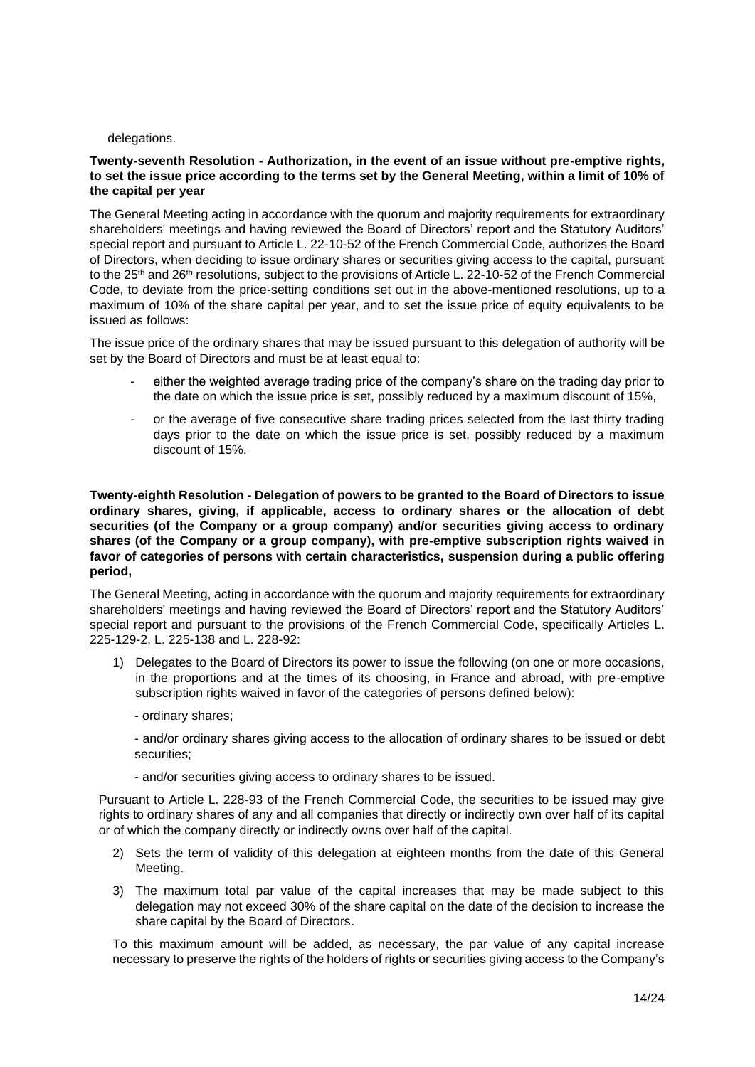delegations.

**Twenty-seventh Resolution - Authorization, in the event of an issue without pre-emptive rights, to set the issue price according to the terms set by the General Meeting, within a limit of 10% of the capital per year**

The General Meeting acting in accordance with the quorum and majority requirements for extraordinary shareholders' meetings and having reviewed the Board of Directors' report and the Statutory Auditors' special report and pursuant to Article L. 22-10-52 of the French Commercial Code, authorizes the Board of Directors, when deciding to issue ordinary shares or securities giving access to the capital, pursuant to the 25th and 26th resolutions, subject to the provisions of Article L. 22-10-52 of the French Commercial Code, to deviate from the price-setting conditions set out in the above-mentioned resolutions, up to a maximum of 10% of the share capital per year, and to set the issue price of equity equivalents to be issued as follows:

The issue price of the ordinary shares that may be issued pursuant to this delegation of authority will be set by the Board of Directors and must be at least equal to:

- either the weighted average trading price of the company's share on the trading day prior to the date on which the issue price is set, possibly reduced by a maximum discount of 15%,
- or the average of five consecutive share trading prices selected from the last thirty trading days prior to the date on which the issue price is set, possibly reduced by a maximum discount of 15%.

**Twenty-eighth Resolution - Delegation of powers to be granted to the Board of Directors to issue ordinary shares, giving, if applicable, access to ordinary shares or the allocation of debt securities (of the Company or a group company) and/or securities giving access to ordinary shares (of the Company or a group company), with pre-emptive subscription rights waived in favor of categories of persons with certain characteristics, suspension during a public offering period,**

The General Meeting, acting in accordance with the quorum and majority requirements for extraordinary shareholders' meetings and having reviewed the Board of Directors' report and the Statutory Auditors' special report and pursuant to the provisions of the French Commercial Code, specifically Articles L. 225-129-2, L. 225-138 and L. 228-92:

1) Delegates to the Board of Directors its power to issue the following (on one or more occasions, in the proportions and at the times of its choosing, in France and abroad, with pre-emptive subscription rights waived in favor of the categories of persons defined below):

   - ordinary shares;

   - and/or ordinary shares giving access to the allocation of ordinary shares to be issued or debt securities;

   - and/or securities giving access to ordinary shares to be issued.

Pursuant to Article L. 228-93 of the French Commercial Code, the securities to be issued may give rights to ordinary shares of any and all companies that directly or indirectly own over half of its capital or of which the company directly or indirectly owns over half of the capital.

2) Sets the term of validity of this delegation at eighteen months from the date of this General Meeting.

3) The maximum total par value of the capital increases that may be made subject to this delegation may not exceed 30% of the share capital on the date of the decision to increase the share capital by the Board of Directors.

To this maximum amount will be added, as necessary, the par value of any capital increase necessary to preserve the rights of the holders of rights or securities giving access to the Company's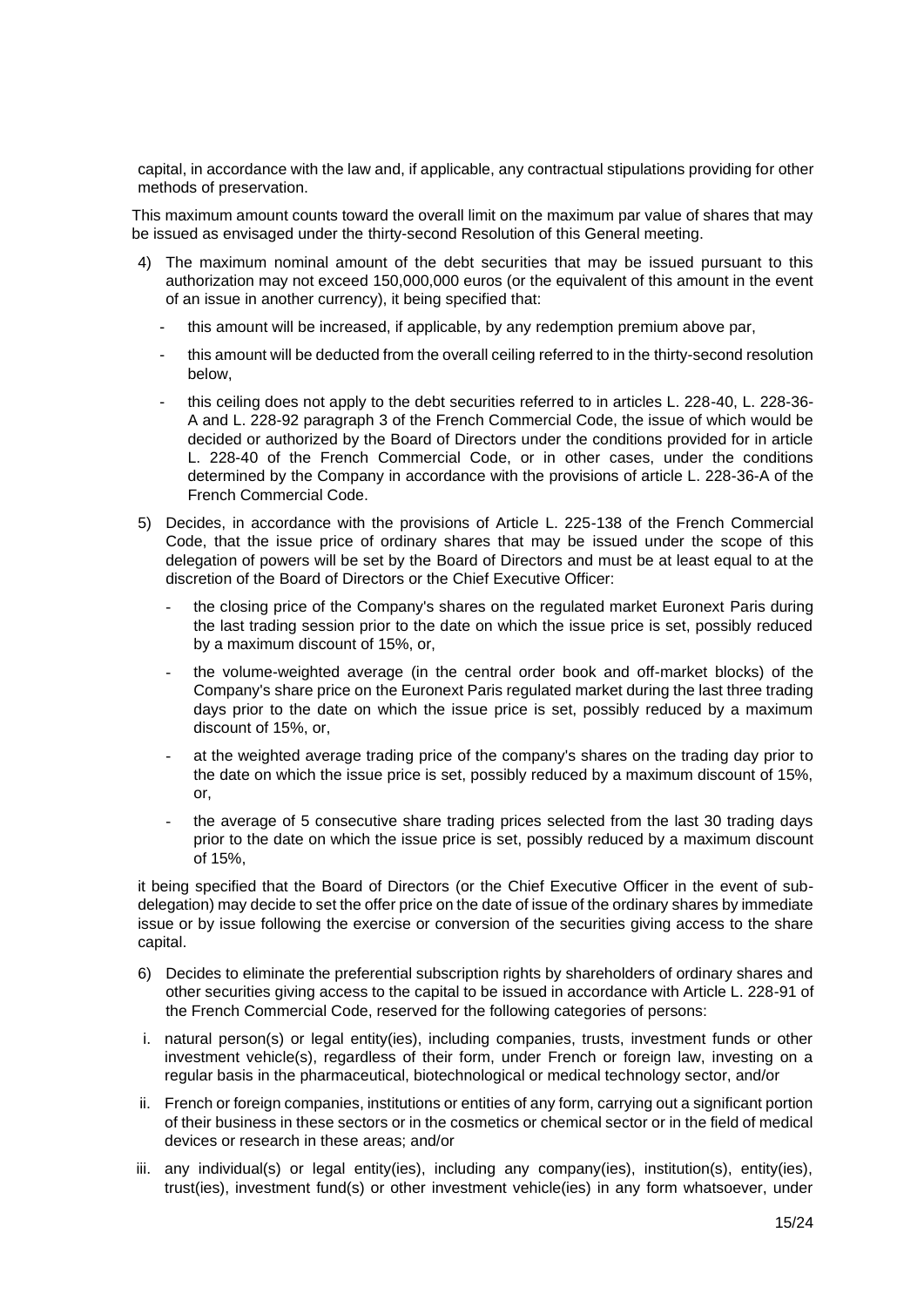capital, in accordance with the law and, if applicable, any contractual stipulations providing for other methods of preservation.

This maximum amount counts toward the overall limit on the maximum par value of shares that may be issued as envisaged under the thirty-second Resolution of this General meeting.

4) The maximum nominal amount of the debt securities that may be issued pursuant to this authorization may not exceed 150,000,000 euros (or the equivalent of this amount in the event of an issue in another currency), it being specified that:

   - this amount will be increased, if applicable, by any redemption premium above par,
   - this amount will be deducted from the overall ceiling referred to in the thirty-second resolution below,
   - this ceiling does not apply to the debt securities referred to in articles L. 228-40, L. 228-36-A and L. 228-92 paragraph 3 of the French Commercial Code, the issue of which would be decided or authorized by the Board of Directors under the conditions provided for in article L. 228-40 of the French Commercial Code, or in other cases, under the conditions determined by the Company in accordance with the provisions of article L. 228-36-A of the French Commercial Code.

5) Decides, in accordance with the provisions of Article L. 225-138 of the French Commercial Code, that the issue price of ordinary shares that may be issued under the scope of this delegation of powers will be set by the Board of Directors and must be at least equal to at the discretion of the Board of Directors or the Chief Executive Officer:

   - the closing price of the Company's shares on the regulated market Euronext Paris during the last trading session prior to the date on which the issue price is set, possibly reduced by a maximum discount of 15%, or,
   - the volume-weighted average (in the central order book and off-market blocks) of the Company's share price on the Euronext Paris regulated market during the last three trading days prior to the date on which the issue price is set, possibly reduced by a maximum discount of 15%, or,
   - at the weighted average trading price of the company's shares on the trading day prior to the date on which the issue price is set, possibly reduced by a maximum discount of 15%, or,
   - the average of 5 consecutive share trading prices selected from the last 30 trading days prior to the date on which the issue price is set, possibly reduced by a maximum discount of 15%,

it being specified that the Board of Directors (or the Chief Executive Officer in the event of sub-delegation) may decide to set the offer price on the date of issue of the ordinary shares by immediate issue or by issue following the exercise or conversion of the securities giving access to the share capital.

6) Decides to eliminate the preferential subscription rights by shareholders of ordinary shares and other securities giving access to the capital to be issued in accordance with Article L. 228-91 of the French Commercial Code, reserved for the following categories of persons:

i. natural person(s) or legal entity(ies), including companies, trusts, investment funds or other investment vehicle(s), regardless of their form, under French or foreign law, investing on a regular basis in the pharmaceutical, biotechnological or medical technology sector, and/or

ii. French or foreign companies, institutions or entities of any form, carrying out a significant portion of their business in these sectors or in the cosmetics or chemical sector or in the field of medical devices or research in these areas; and/or

iii. any individual(s) or legal entity(ies), including any company(ies), institution(s), entity(ies), trust(ies), investment fund(s) or other investment vehicle(ies) in any form whatsoever, under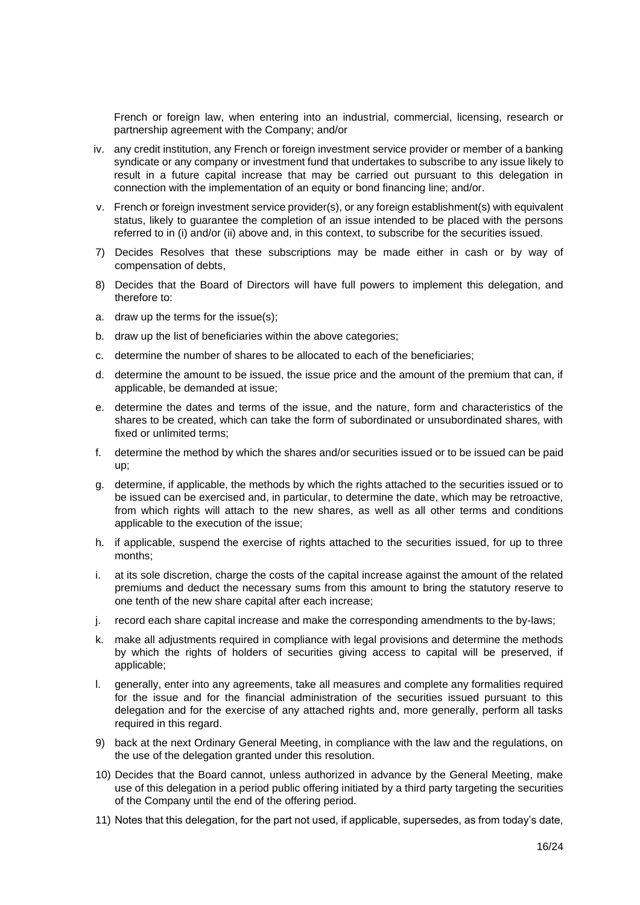French or foreign law, when entering into an industrial, commercial, licensing, research or partnership agreement with the Company; and/or

iv. any credit institution, any French or foreign investment service provider or member of a banking syndicate or any company or investment fund that undertakes to subscribe to any issue likely to result in a future capital increase that may be carried out pursuant to this delegation in connection with the implementation of an equity or bond financing line; and/or.

v. French or foreign investment service provider(s), or any foreign establishment(s) with equivalent status, likely to guarantee the completion of an issue intended to be placed with the persons referred to in (i) and/or (ii) above and, in this context, to subscribe for the securities issued.

7) Decides Resolves that these subscriptions may be made either in cash or by way of compensation of debts,

8) Decides that the Board of Directors will have full powers to implement this delegation, and therefore to:

a. draw up the terms for the issue(s);

b. draw up the list of beneficiaries within the above categories;

c. determine the number of shares to be allocated to each of the beneficiaries;

d. determine the amount to be issued, the issue price and the amount of the premium that can, if applicable, be demanded at issue;

e. determine the dates and terms of the issue, and the nature, form and characteristics of the shares to be created, which can take the form of subordinated or unsubordinated shares, with fixed or unlimited terms;

f. determine the method by which the shares and/or securities issued or to be issued can be paid up;

g. determine, if applicable, the methods by which the rights attached to the securities issued or to be issued can be exercised and, in particular, to determine the date, which may be retroactive, from which rights will attach to the new shares, as well as all other terms and conditions applicable to the execution of the issue;

h. if applicable, suspend the exercise of rights attached to the securities issued, for up to three months;

i. at its sole discretion, charge the costs of the capital increase against the amount of the related premiums and deduct the necessary sums from this amount to bring the statutory reserve to one tenth of the new share capital after each increase;

j. record each share capital increase and make the corresponding amendments to the by-laws;

k. make all adjustments required in compliance with legal provisions and determine the methods by which the rights of holders of securities giving access to capital will be preserved, if applicable;

l. generally, enter into any agreements, take all measures and complete any formalities required for the issue and for the financial administration of the securities issued pursuant to this delegation and for the exercise of any attached rights and, more generally, perform all tasks required in this regard.

9) back at the next Ordinary General Meeting, in compliance with the law and the regulations, on the use of the delegation granted under this resolution.

10) Decides that the Board cannot, unless authorized in advance by the General Meeting, make use of this delegation in a period public offering initiated by a third party targeting the securities of the Company until the end of the offering period.

11) Notes that this delegation, for the part not used, if applicable, supersedes, as from today's date,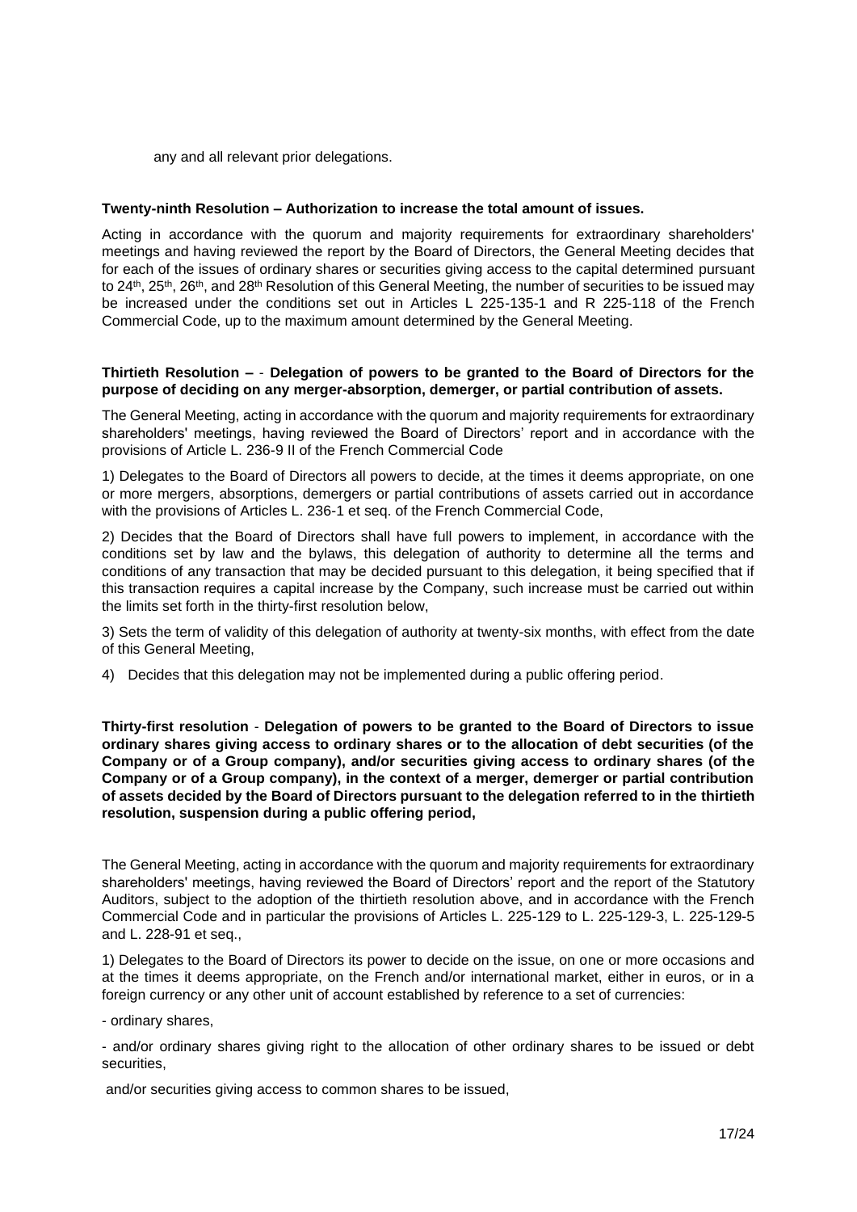any and all relevant prior delegations.

**Twenty-ninth Resolution – Authorization to increase the total amount of issues.**

Acting in accordance with the quorum and majority requirements for extraordinary shareholders' meetings and having reviewed the report by the Board of Directors, the General Meeting decides that for each of the issues of ordinary shares or securities giving access to the capital determined pursuant to 24th, 25th, 26th, and 28th Resolution of this General Meeting, the number of securities to be issued may be increased under the conditions set out in Articles L 225-135-1 and R 225-118 of the French Commercial Code, up to the maximum amount determined by the General Meeting.

**Thirtieth Resolution – - Delegation of powers to be granted to the Board of Directors for the purpose of deciding on any merger-absorption, demerger, or partial contribution of assets.**

The General Meeting, acting in accordance with the quorum and majority requirements for extraordinary shareholders' meetings, having reviewed the Board of Directors' report and in accordance with the provisions of Article L. 236-9 II of the French Commercial Code

1) Delegates to the Board of Directors all powers to decide, at the times it deems appropriate, on one or more mergers, absorptions, demergers or partial contributions of assets carried out in accordance with the provisions of Articles L. 236-1 et seq. of the French Commercial Code,

2) Decides that the Board of Directors shall have full powers to implement, in accordance with the conditions set by law and the bylaws, this delegation of authority to determine all the terms and conditions of any transaction that may be decided pursuant to this delegation, it being specified that if this transaction requires a capital increase by the Company, such increase must be carried out within the limits set forth in the thirty-first resolution below,

3) Sets the term of validity of this delegation of authority at twenty-six months, with effect from the date of this General Meeting,

4) Decides that this delegation may not be implemented during a public offering period.

**Thirty-first resolution - Delegation of powers to be granted to the Board of Directors to issue ordinary shares giving access to ordinary shares or to the allocation of debt securities (of the Company or of a Group company), and/or securities giving access to ordinary shares (of the Company or of a Group company), in the context of a merger, demerger or partial contribution of assets decided by the Board of Directors pursuant to the delegation referred to in the thirtieth resolution, suspension during a public offering period,**

The General Meeting, acting in accordance with the quorum and majority requirements for extraordinary shareholders' meetings, having reviewed the Board of Directors' report and the report of the Statutory Auditors, subject to the adoption of the thirtieth resolution above, and in accordance with the French Commercial Code and in particular the provisions of Articles L. 225-129 to L. 225-129-3, L. 225-129-5 and L. 228-91 et seq.,

1) Delegates to the Board of Directors its power to decide on the issue, on one or more occasions and at the times it deems appropriate, on the French and/or international market, either in euros, or in a foreign currency or any other unit of account established by reference to a set of currencies:

- ordinary shares,

- and/or ordinary shares giving right to the allocation of other ordinary shares to be issued or debt securities,

and/or securities giving access to common shares to be issued,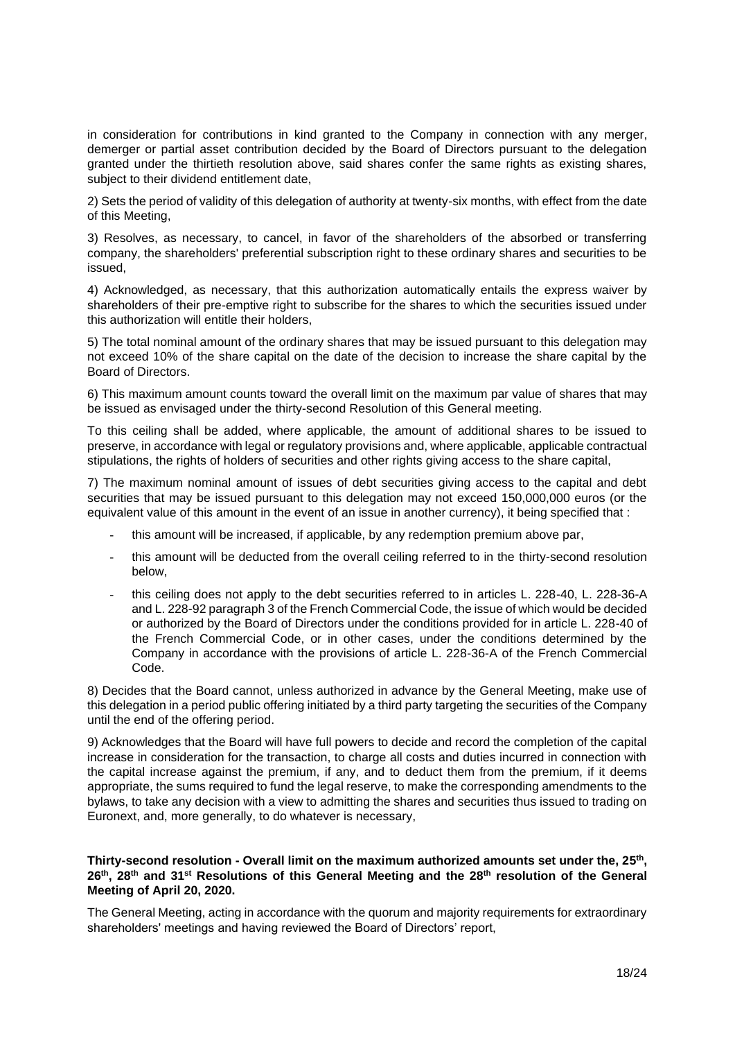in consideration for contributions in kind granted to the Company in connection with any merger, demerger or partial asset contribution decided by the Board of Directors pursuant to the delegation granted under the thirtieth resolution above, said shares confer the same rights as existing shares, subject to their dividend entitlement date,

2) Sets the period of validity of this delegation of authority at twenty-six months, with effect from the date of this Meeting,

3) Resolves, as necessary, to cancel, in favor of the shareholders of the absorbed or transferring company, the shareholders' preferential subscription right to these ordinary shares and securities to be issued,

4) Acknowledged, as necessary, that this authorization automatically entails the express waiver by shareholders of their pre-emptive right to subscribe for the shares to which the securities issued under this authorization will entitle their holders,

5) The total nominal amount of the ordinary shares that may be issued pursuant to this delegation may not exceed 10% of the share capital on the date of the decision to increase the share capital by the Board of Directors.

6) This maximum amount counts toward the overall limit on the maximum par value of shares that may be issued as envisaged under the thirty-second Resolution of this General meeting.

To this ceiling shall be added, where applicable, the amount of additional shares to be issued to preserve, in accordance with legal or regulatory provisions and, where applicable, applicable contractual stipulations, the rights of holders of securities and other rights giving access to the share capital,

7) The maximum nominal amount of issues of debt securities giving access to the capital and debt securities that may be issued pursuant to this delegation may not exceed 150,000,000 euros (or the equivalent value of this amount in the event of an issue in another currency), it being specified that :

- this amount will be increased, if applicable, by any redemption premium above par,
- this amount will be deducted from the overall ceiling referred to in the thirty-second resolution below,
- this ceiling does not apply to the debt securities referred to in articles L. 228-40, L. 228-36-A and L. 228-92 paragraph 3 of the French Commercial Code, the issue of which would be decided or authorized by the Board of Directors under the conditions provided for in article L. 228-40 of the French Commercial Code, or in other cases, under the conditions determined by the Company in accordance with the provisions of article L. 228-36-A of the French Commercial Code.

8) Decides that the Board cannot, unless authorized in advance by the General Meeting, make use of this delegation in a period public offering initiated by a third party targeting the securities of the Company until the end of the offering period.

9) Acknowledges that the Board will have full powers to decide and record the completion of the capital increase in consideration for the transaction, to charge all costs and duties incurred in connection with the capital increase against the premium, if any, and to deduct them from the premium, if it deems appropriate, the sums required to fund the legal reserve, to make the corresponding amendments to the bylaws, to take any decision with a view to admitting the shares and securities thus issued to trading on Euronext, and, more generally, to do whatever is necessary,

**Thirty-second resolution - Overall limit on the maximum authorized amounts set under the, 25th, 26th, 28th and 31st Resolutions of this General Meeting and the 28th resolution of the General Meeting of April 20, 2020.**

The General Meeting, acting in accordance with the quorum and majority requirements for extraordinary shareholders' meetings and having reviewed the Board of Directors' report,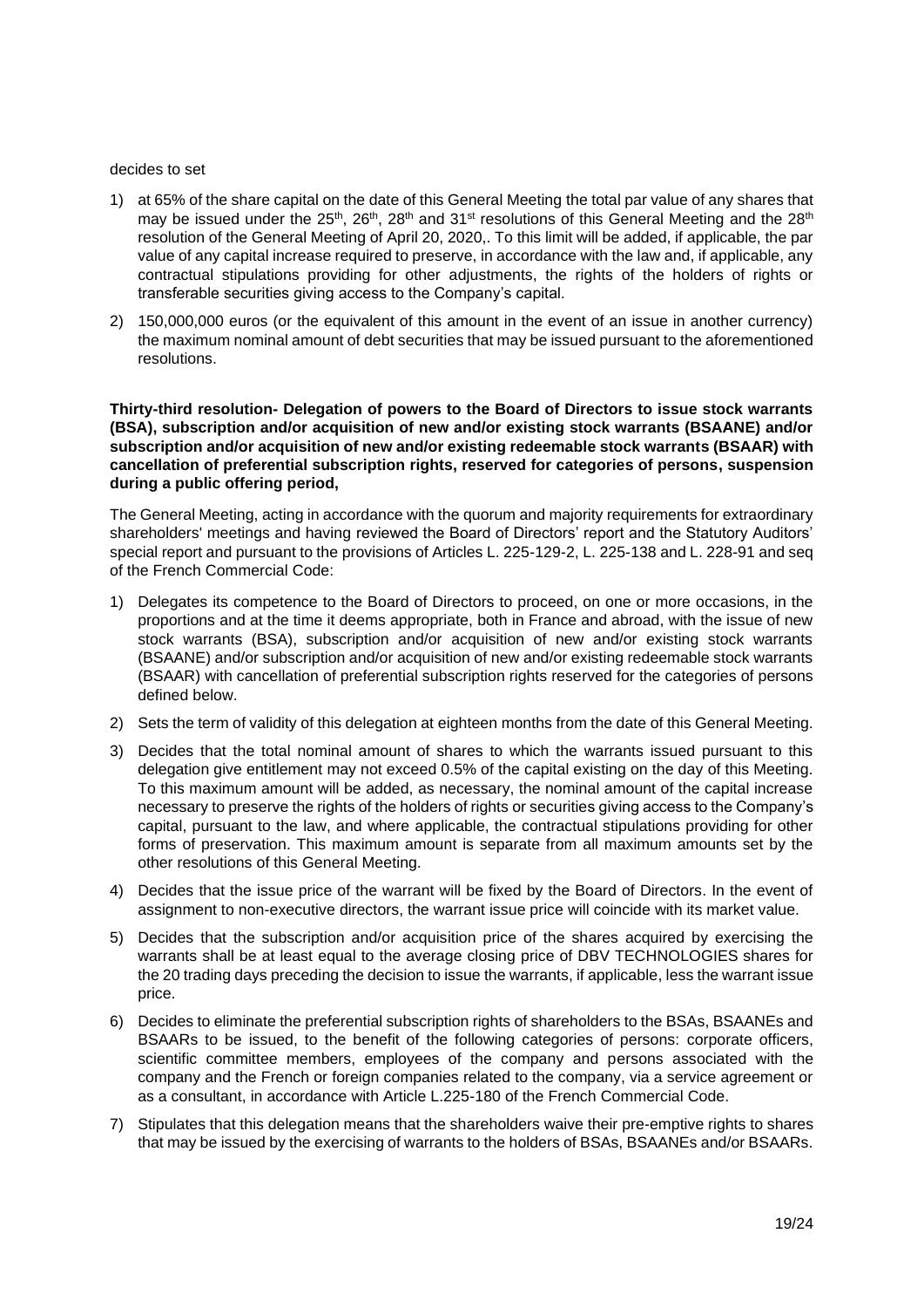decides to set

1) at 65% of the share capital on the date of this General Meeting the total par value of any shares that may be issued under the 25th, 26th, 28th and 31st resolutions of this General Meeting and the 28th resolution of the General Meeting of April 20, 2020,. To this limit will be added, if applicable, the par value of any capital increase required to preserve, in accordance with the law and, if applicable, any contractual stipulations providing for other adjustments, the rights of the holders of rights or transferable securities giving access to the Company's capital.
2) 150,000,000 euros (or the equivalent of this amount in the event of an issue in another currency) the maximum nominal amount of debt securities that may be issued pursuant to the aforementioned resolutions.

**Thirty-third resolution- Delegation of powers to the Board of Directors to issue stock warrants (BSA), subscription and/or acquisition of new and/or existing stock warrants (BSAANE) and/or subscription and/or acquisition of new and/or existing redeemable stock warrants (BSAAR) with cancellation of preferential subscription rights, reserved for categories of persons, suspension during a public offering period,**

The General Meeting, acting in accordance with the quorum and majority requirements for extraordinary shareholders' meetings and having reviewed the Board of Directors' report and the Statutory Auditors' special report and pursuant to the provisions of Articles L. 225-129-2, L. 225-138 and L. 228-91 and seq of the French Commercial Code:

1) Delegates its competence to the Board of Directors to proceed, on one or more occasions, in the proportions and at the time it deems appropriate, both in France and abroad, with the issue of new stock warrants (BSA), subscription and/or acquisition of new and/or existing stock warrants (BSAANE) and/or subscription and/or acquisition of new and/or existing redeemable stock warrants (BSAAR) with cancellation of preferential subscription rights reserved for the categories of persons defined below.
2) Sets the term of validity of this delegation at eighteen months from the date of this General Meeting.
3) Decides that the total nominal amount of shares to which the warrants issued pursuant to this delegation give entitlement may not exceed 0.5% of the capital existing on the day of this Meeting. To this maximum amount will be added, as necessary, the nominal amount of the capital increase necessary to preserve the rights of the holders of rights or securities giving access to the Company's capital, pursuant to the law, and where applicable, the contractual stipulations providing for other forms of preservation. This maximum amount is separate from all maximum amounts set by the other resolutions of this General Meeting.
4) Decides that the issue price of the warrant will be fixed by the Board of Directors. In the event of assignment to non-executive directors, the warrant issue price will coincide with its market value.
5) Decides that the subscription and/or acquisition price of the shares acquired by exercising the warrants shall be at least equal to the average closing price of DBV TECHNOLOGIES shares for the 20 trading days preceding the decision to issue the warrants, if applicable, less the warrant issue price.
6) Decides to eliminate the preferential subscription rights of shareholders to the BSAs, BSAANEs and BSAARs to be issued, to the benefit of the following categories of persons: corporate officers, scientific committee members, employees of the company and persons associated with the company and the French or foreign companies related to the company, via a service agreement or as a consultant, in accordance with Article L.225-180 of the French Commercial Code.
7) Stipulates that this delegation means that the shareholders waive their pre-emptive rights to shares that may be issued by the exercising of warrants to the holders of BSAs, BSAANEs and/or BSAARs.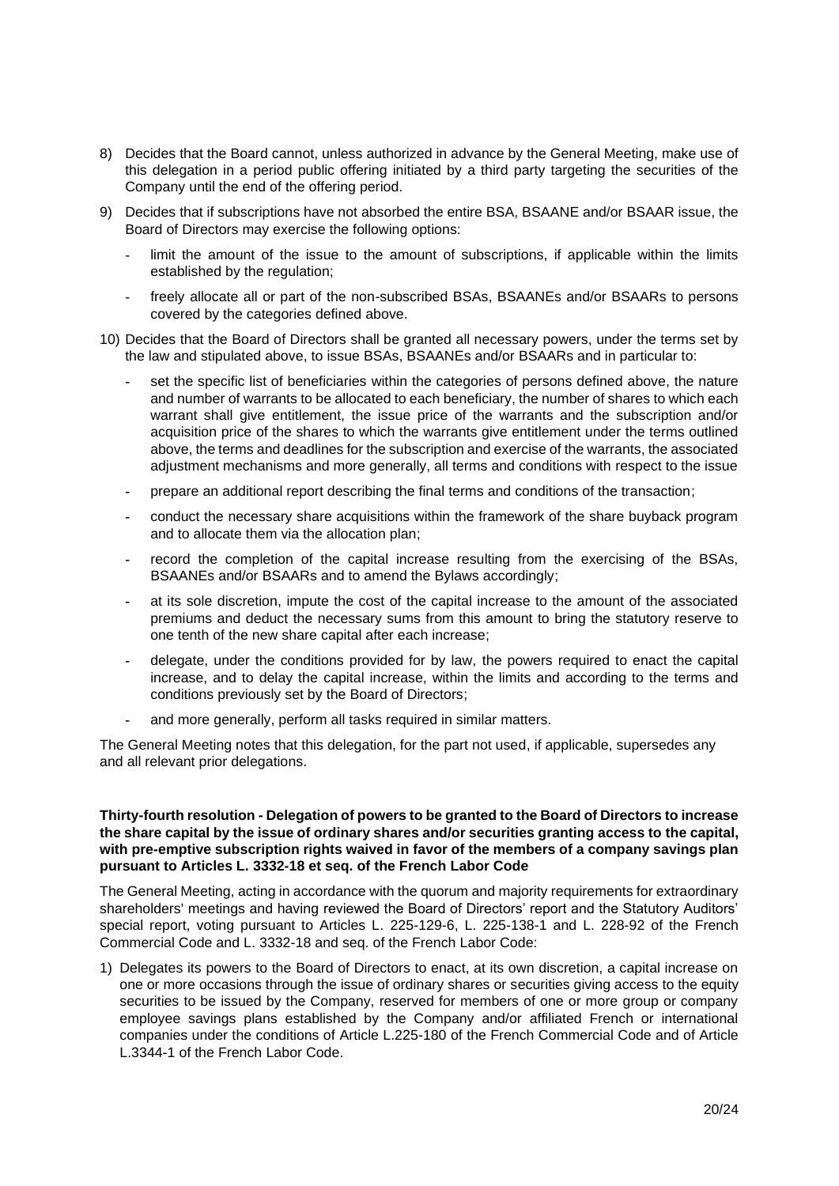8) Decides that the Board cannot, unless authorized in advance by the General Meeting, make use of this delegation in a period public offering initiated by a third party targeting the securities of the Company until the end of the offering period.

9) Decides that if subscriptions have not absorbed the entire BSA, BSAANE and/or BSAAR issue, the Board of Directors may exercise the following options:

   - limit the amount of the issue to the amount of subscriptions, if applicable within the limits established by the regulation;
   - freely allocate all or part of the non-subscribed BSAs, BSAANEs and/or BSAARs to persons covered by the categories defined above.

10) Decides that the Board of Directors shall be granted all necessary powers, under the terms set by the law and stipulated above, to issue BSAs, BSAANEs and/or BSAARs and in particular to:

    - set the specific list of beneficiaries within the categories of persons defined above, the nature and number of warrants to be allocated to each beneficiary, the number of shares to which each warrant shall give entitlement, the issue price of the warrants and the subscription and/or acquisition price of the shares to which the warrants give entitlement under the terms outlined above, the terms and deadlines for the subscription and exercise of the warrants, the associated adjustment mechanisms and more generally, all terms and conditions with respect to the issue
    - prepare an additional report describing the final terms and conditions of the transaction;
    - conduct the necessary share acquisitions within the framework of the share buyback program and to allocate them via the allocation plan;
    - record the completion of the capital increase resulting from the exercising of the BSAs, BSAANEs and/or BSAARs and to amend the Bylaws accordingly;
    - at its sole discretion, impute the cost of the capital increase to the amount of the associated premiums and deduct the necessary sums from this amount to bring the statutory reserve to one tenth of the new share capital after each increase;
    - delegate, under the conditions provided for by law, the powers required to enact the capital increase, and to delay the capital increase, within the limits and according to the terms and conditions previously set by the Board of Directors;
    - and more generally, perform all tasks required in similar matters.

The General Meeting notes that this delegation, for the part not used, if applicable, supersedes any and all relevant prior delegations.

**Thirty-fourth resolution - Delegation of powers to be granted to the Board of Directors to increase the share capital by the issue of ordinary shares and/or securities granting access to the capital, with pre-emptive subscription rights waived in favor of the members of a company savings plan pursuant to Articles L. 3332-18 et seq. of the French Labor Code**

The General Meeting, acting in accordance with the quorum and majority requirements for extraordinary shareholders' meetings and having reviewed the Board of Directors' report and the Statutory Auditors' special report, voting pursuant to Articles L. 225-129-6, L. 225-138-1 and L. 228-92 of the French Commercial Code and L. 3332-18 and seq. of the French Labor Code:

1) Delegates its powers to the Board of Directors to enact, at its own discretion, a capital increase on one or more occasions through the issue of ordinary shares or securities giving access to the equity securities to be issued by the Company, reserved for members of one or more group or company employee savings plans established by the Company and/or affiliated French or international companies under the conditions of Article L.225-180 of the French Commercial Code and of Article L.3344-1 of the French Labor Code.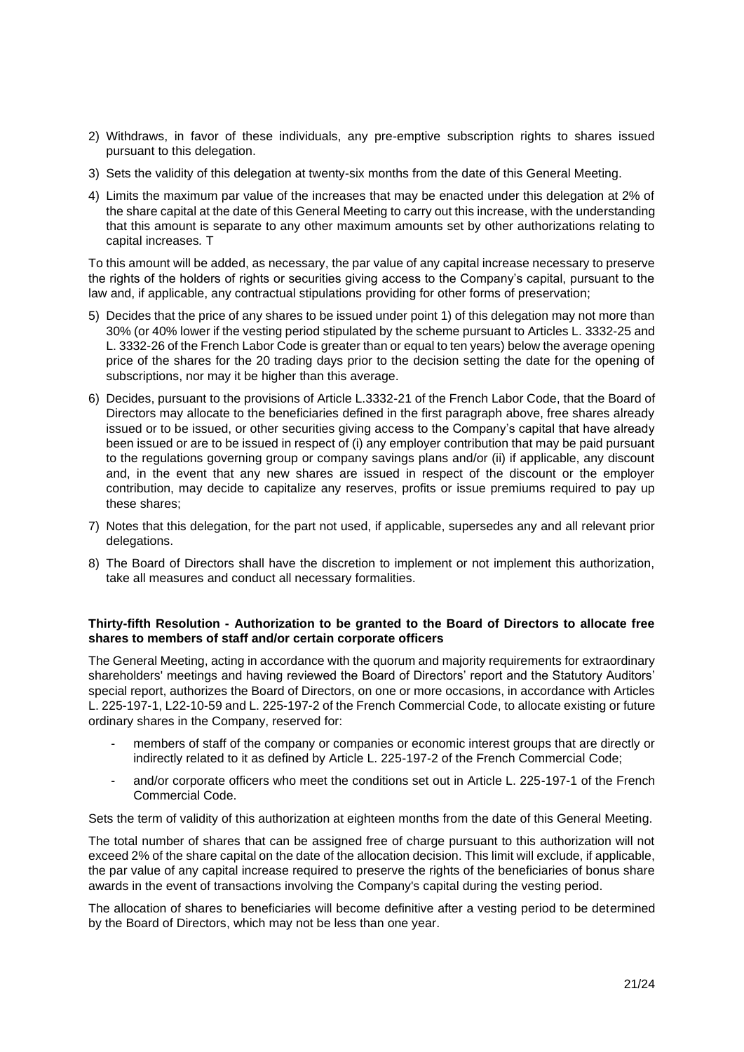2) Withdraws, in favor of these individuals, any pre-emptive subscription rights to shares issued pursuant to this delegation.

3) Sets the validity of this delegation at twenty-six months from the date of this General Meeting.

4) Limits the maximum par value of the increases that may be enacted under this delegation at 2% of the share capital at the date of this General Meeting to carry out this increase, with the understanding that this amount is separate to any other maximum amounts set by other authorizations relating to capital increases. T

To this amount will be added, as necessary, the par value of any capital increase necessary to preserve the rights of the holders of rights or securities giving access to the Company's capital, pursuant to the law and, if applicable, any contractual stipulations providing for other forms of preservation;

5) Decides that the price of any shares to be issued under point 1) of this delegation may not more than 30% (or 40% lower if the vesting period stipulated by the scheme pursuant to Articles L. 3332-25 and L. 3332-26 of the French Labor Code is greater than or equal to ten years) below the average opening price of the shares for the 20 trading days prior to the decision setting the date for the opening of subscriptions, nor may it be higher than this average.

6) Decides, pursuant to the provisions of Article L.3332-21 of the French Labor Code, that the Board of Directors may allocate to the beneficiaries defined in the first paragraph above, free shares already issued or to be issued, or other securities giving access to the Company's capital that have already been issued or are to be issued in respect of (i) any employer contribution that may be paid pursuant to the regulations governing group or company savings plans and/or (ii) if applicable, any discount and, in the event that any new shares are issued in respect of the discount or the employer contribution, may decide to capitalize any reserves, profits or issue premiums required to pay up these shares;

7) Notes that this delegation, for the part not used, if applicable, supersedes any and all relevant prior delegations.

8) The Board of Directors shall have the discretion to implement or not implement this authorization, take all measures and conduct all necessary formalities.

**Thirty-fifth Resolution - Authorization to be granted to the Board of Directors to allocate free shares to members of staff and/or certain corporate officers**

The General Meeting, acting in accordance with the quorum and majority requirements for extraordinary shareholders' meetings and having reviewed the Board of Directors' report and the Statutory Auditors' special report, authorizes the Board of Directors, on one or more occasions, in accordance with Articles L. 225-197-1, L22-10-59 and L. 225-197-2 of the French Commercial Code, to allocate existing or future ordinary shares in the Company, reserved for:

- members of staff of the company or companies or economic interest groups that are directly or indirectly related to it as defined by Article L. 225-197-2 of the French Commercial Code;
- and/or corporate officers who meet the conditions set out in Article L. 225-197-1 of the French Commercial Code.

Sets the term of validity of this authorization at eighteen months from the date of this General Meeting.

The total number of shares that can be assigned free of charge pursuant to this authorization will not exceed 2% of the share capital on the date of the allocation decision. This limit will exclude, if applicable, the par value of any capital increase required to preserve the rights of the beneficiaries of bonus share awards in the event of transactions involving the Company's capital during the vesting period.

The allocation of shares to beneficiaries will become definitive after a vesting period to be determined by the Board of Directors, which may not be less than one year.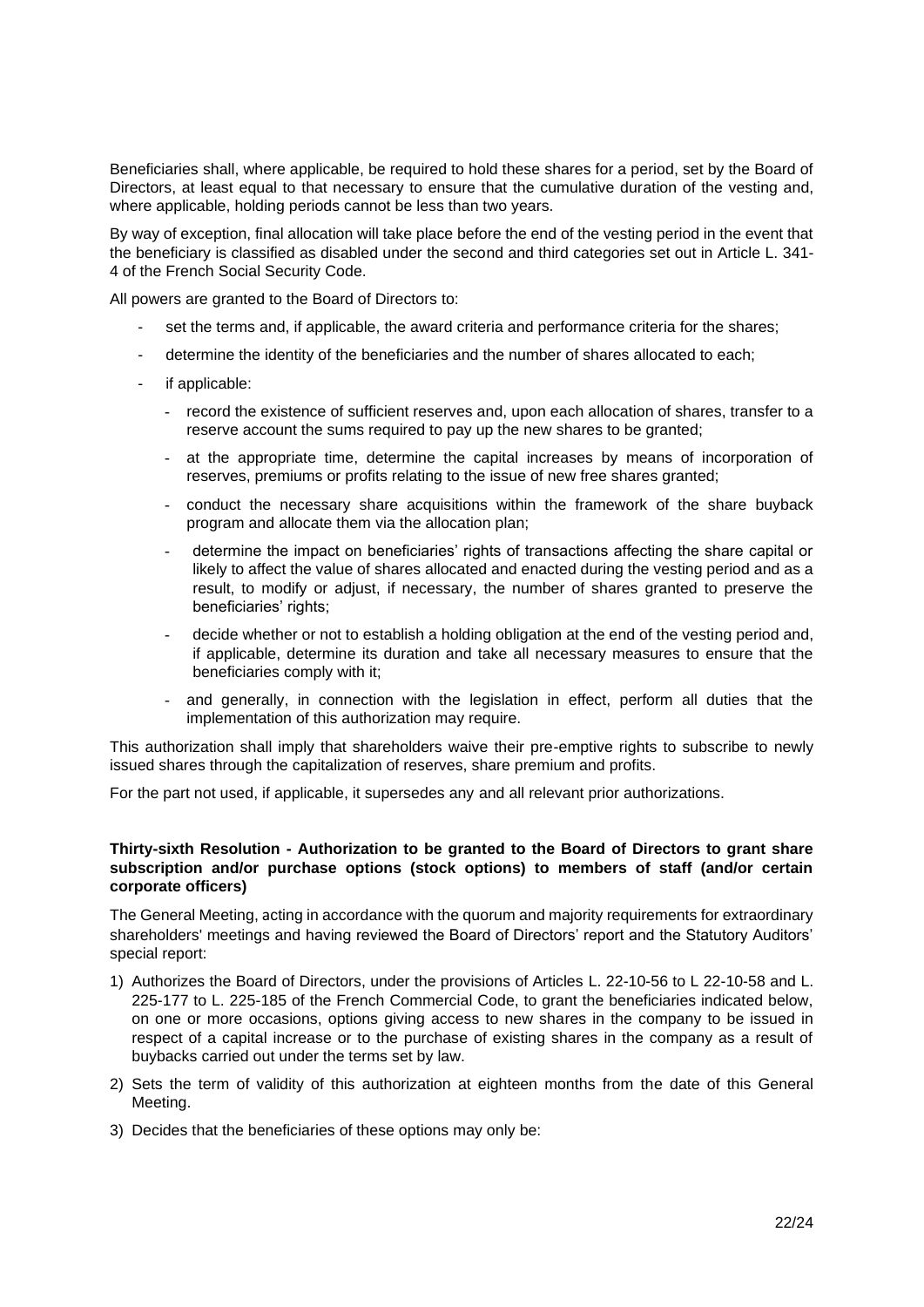Beneficiaries shall, where applicable, be required to hold these shares for a period, set by the Board of Directors, at least equal to that necessary to ensure that the cumulative duration of the vesting and, where applicable, holding periods cannot be less than two years.

By way of exception, final allocation will take place before the end of the vesting period in the event that the beneficiary is classified as disabled under the second and third categories set out in Article L. 341-4 of the French Social Security Code.

All powers are granted to the Board of Directors to:

- set the terms and, if applicable, the award criteria and performance criteria for the shares;
- determine the identity of the beneficiaries and the number of shares allocated to each;
- if applicable:
  - record the existence of sufficient reserves and, upon each allocation of shares, transfer to a reserve account the sums required to pay up the new shares to be granted;
  - at the appropriate time, determine the capital increases by means of incorporation of reserves, premiums or profits relating to the issue of new free shares granted;
  - conduct the necessary share acquisitions within the framework of the share buyback program and allocate them via the allocation plan;
  - determine the impact on beneficiaries' rights of transactions affecting the share capital or likely to affect the value of shares allocated and enacted during the vesting period and as a result, to modify or adjust, if necessary, the number of shares granted to preserve the beneficiaries' rights;
  - decide whether or not to establish a holding obligation at the end of the vesting period and, if applicable, determine its duration and take all necessary measures to ensure that the beneficiaries comply with it;
  - and generally, in connection with the legislation in effect, perform all duties that the implementation of this authorization may require.

This authorization shall imply that shareholders waive their pre-emptive rights to subscribe to newly issued shares through the capitalization of reserves, share premium and profits.

For the part not used, if applicable, it supersedes any and all relevant prior authorizations.

**Thirty-sixth Resolution - Authorization to be granted to the Board of Directors to grant share subscription and/or purchase options (stock options) to members of staff (and/or certain corporate officers)**

The General Meeting, acting in accordance with the quorum and majority requirements for extraordinary shareholders' meetings and having reviewed the Board of Directors' report and the Statutory Auditors' special report:

1) Authorizes the Board of Directors, under the provisions of Articles L. 22-10-56 to L 22-10-58 and L. 225-177 to L. 225-185 of the French Commercial Code, to grant the beneficiaries indicated below, on one or more occasions, options giving access to new shares in the company to be issued in respect of a capital increase or to the purchase of existing shares in the company as a result of buybacks carried out under the terms set by law.
2) Sets the term of validity of this authorization at eighteen months from the date of this General Meeting.
3) Decides that the beneficiaries of these options may only be: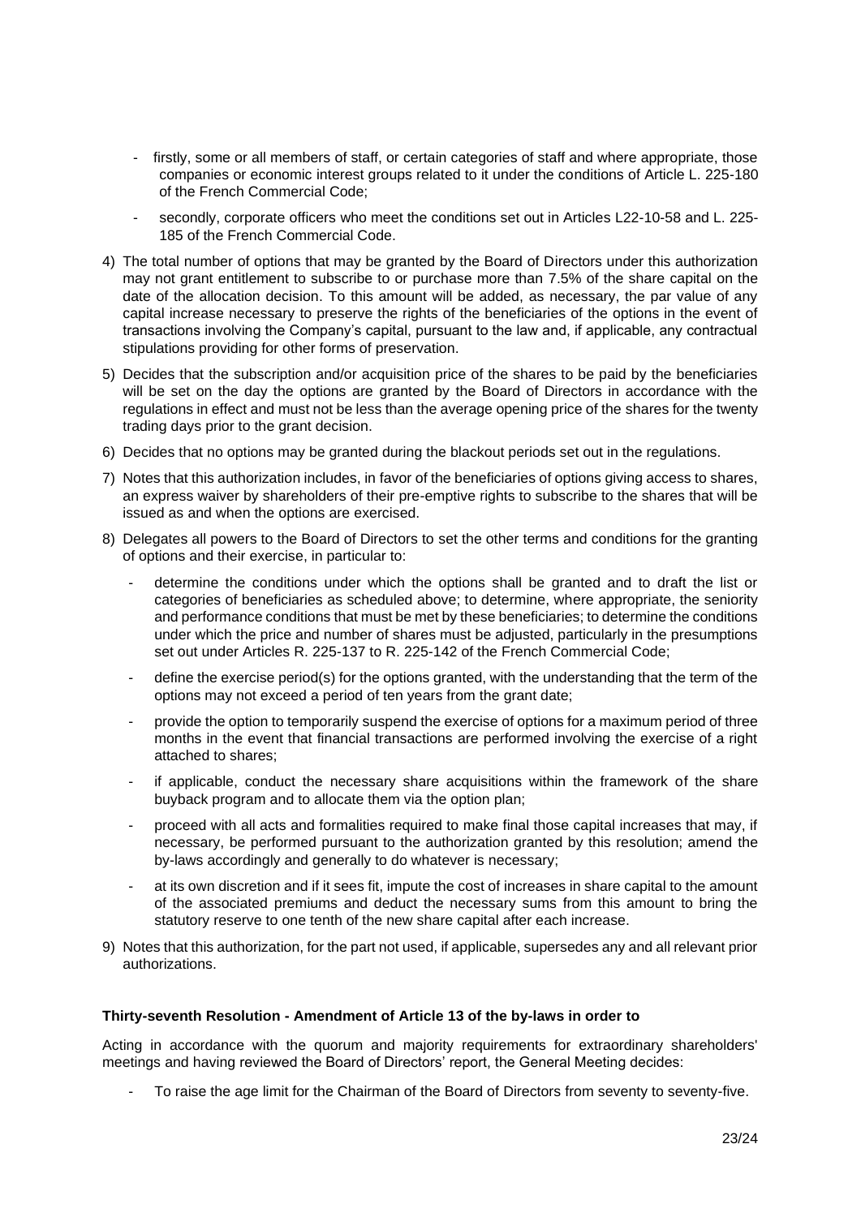- firstly, some or all members of staff, or certain categories of staff and where appropriate, those companies or economic interest groups related to it under the conditions of Article L. 225-180 of the French Commercial Code;
- secondly, corporate officers who meet the conditions set out in Articles L22-10-58 and L. 225-185 of the French Commercial Code.

4) The total number of options that may be granted by the Board of Directors under this authorization may not grant entitlement to subscribe to or purchase more than 7.5% of the share capital on the date of the allocation decision. To this amount will be added, as necessary, the par value of any capital increase necessary to preserve the rights of the beneficiaries of the options in the event of transactions involving the Company's capital, pursuant to the law and, if applicable, any contractual stipulations providing for other forms of preservation.

5) Decides that the subscription and/or acquisition price of the shares to be paid by the beneficiaries will be set on the day the options are granted by the Board of Directors in accordance with the regulations in effect and must not be less than the average opening price of the shares for the twenty trading days prior to the grant decision.

6) Decides that no options may be granted during the blackout periods set out in the regulations.

7) Notes that this authorization includes, in favor of the beneficiaries of options giving access to shares, an express waiver by shareholders of their pre-emptive rights to subscribe to the shares that will be issued as and when the options are exercised.

8) Delegates all powers to the Board of Directors to set the other terms and conditions for the granting of options and their exercise, in particular to:
   - determine the conditions under which the options shall be granted and to draft the list or categories of beneficiaries as scheduled above; to determine, where appropriate, the seniority and performance conditions that must be met by these beneficiaries; to determine the conditions under which the price and number of shares must be adjusted, particularly in the presumptions set out under Articles R. 225-137 to R. 225-142 of the French Commercial Code;
   - define the exercise period(s) for the options granted, with the understanding that the term of the options may not exceed a period of ten years from the grant date;
   - provide the option to temporarily suspend the exercise of options for a maximum period of three months in the event that financial transactions are performed involving the exercise of a right attached to shares;
   - if applicable, conduct the necessary share acquisitions within the framework of the share buyback program and to allocate them via the option plan;
   - proceed with all acts and formalities required to make final those capital increases that may, if necessary, be performed pursuant to the authorization granted by this resolution; amend the by-laws accordingly and generally to do whatever is necessary;
   - at its own discretion and if it sees fit, impute the cost of increases in share capital to the amount of the associated premiums and deduct the necessary sums from this amount to bring the statutory reserve to one tenth of the new share capital after each increase.

9) Notes that this authorization, for the part not used, if applicable, supersedes any and all relevant prior authorizations.

**Thirty-seventh Resolution - Amendment of Article 13 of the by-laws in order to**

Acting in accordance with the quorum and majority requirements for extraordinary shareholders' meetings and having reviewed the Board of Directors' report, the General Meeting decides:

- To raise the age limit for the Chairman of the Board of Directors from seventy to seventy-five.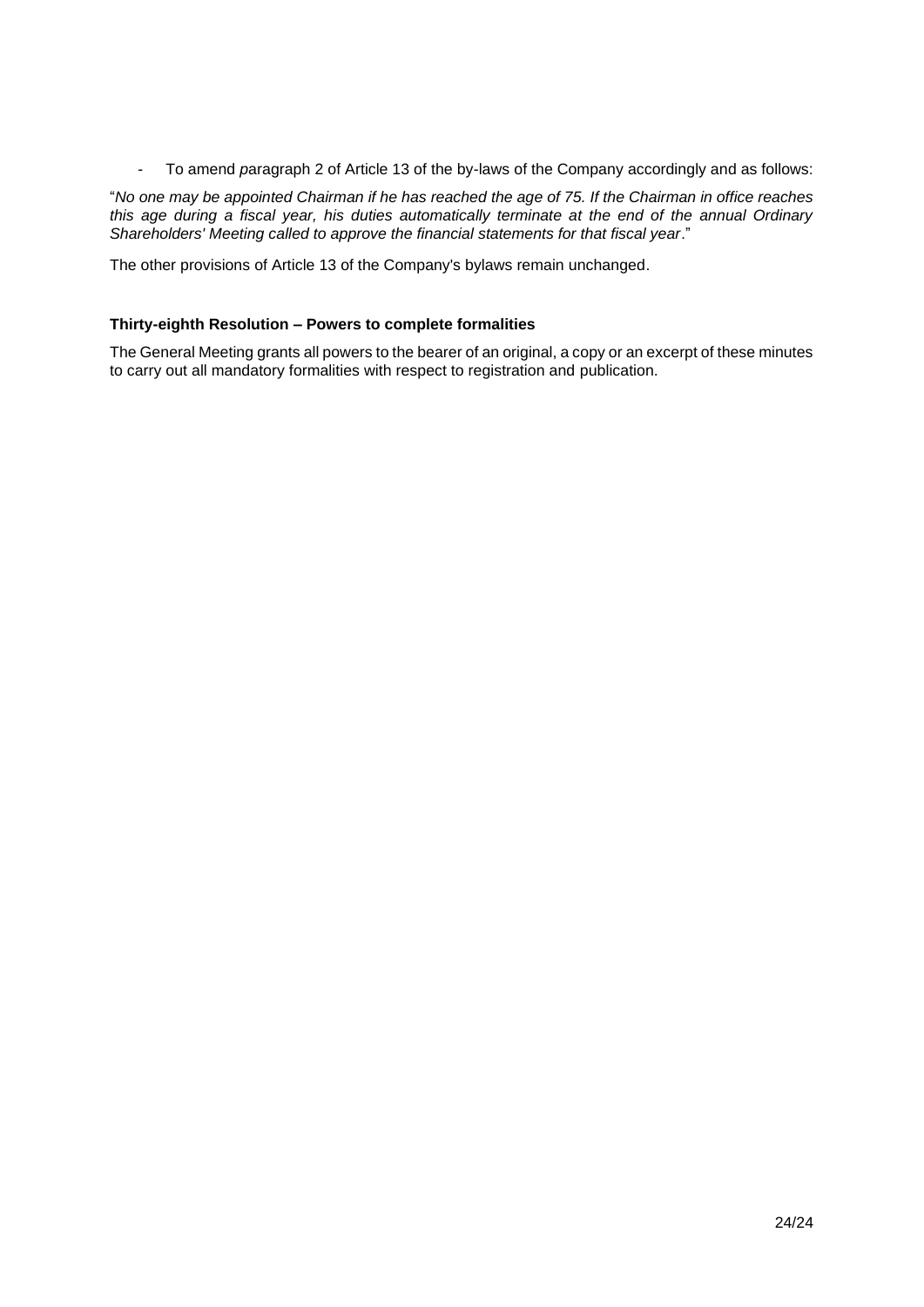- To amend paragraph 2 of Article 13 of the by-laws of the Company accordingly and as follows:

"*No one may be appointed Chairman if he has reached the age of 75. If the Chairman in office reaches this age during a fiscal year, his duties automatically terminate at the end of the annual Ordinary Shareholders' Meeting called to approve the financial statements for that fiscal year*."

The other provisions of Article 13 of the Company's bylaws remain unchanged.

**Thirty-eighth Resolution – Powers to complete formalities**

The General Meeting grants all powers to the bearer of an original, a copy or an excerpt of these minutes to carry out all mandatory formalities with respect to registration and publication.